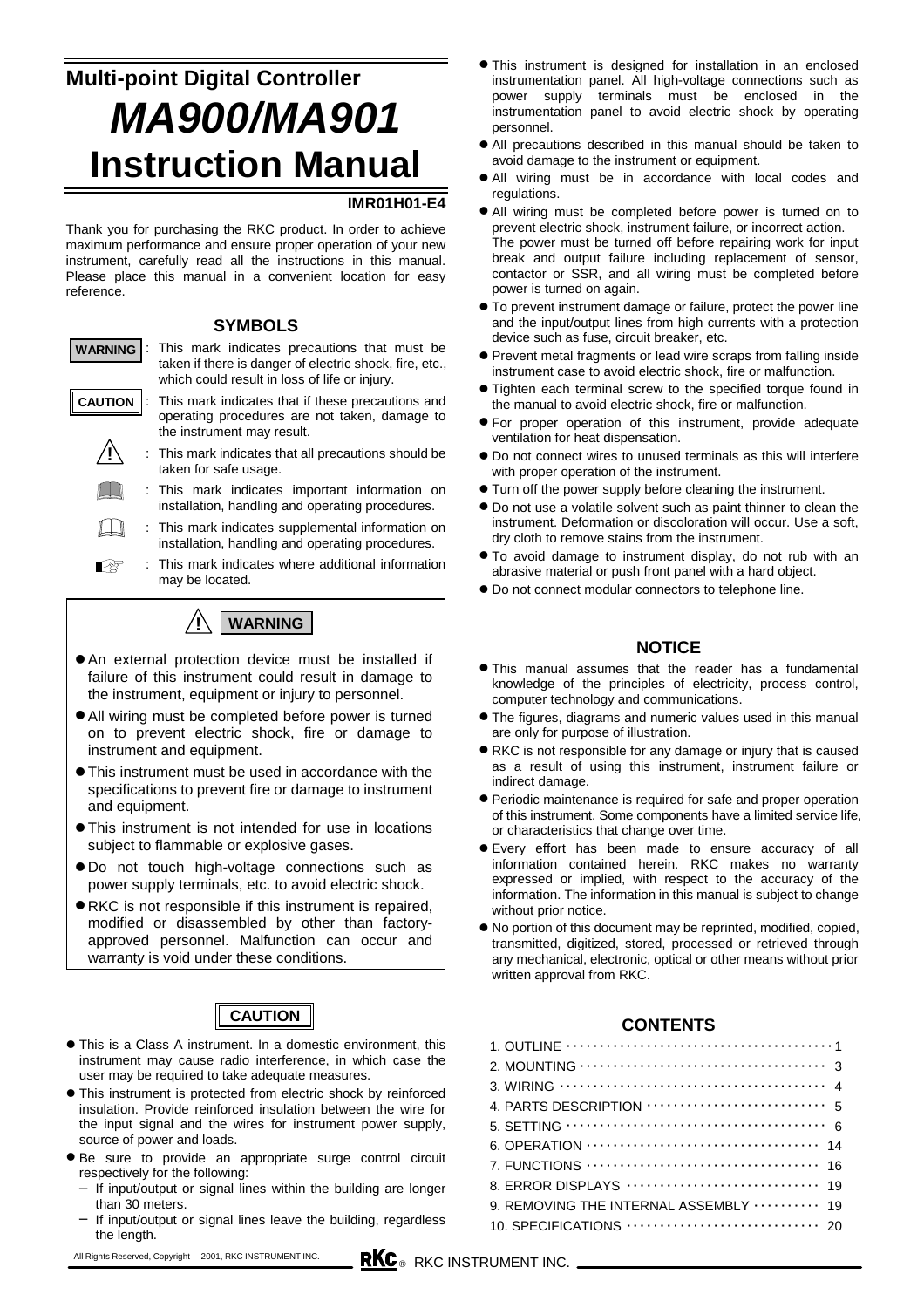# Multi-point Digital Controller

# *MA900/MA901*

# Instruction Manual

**IMR01H01-E4**

Thank you for purchasing the RKC product. In order to achieve maximum performance and ensure proper operation of your new instrument, carefully read all the instructions in this manual. Please place this manual in a convenient location for easy reference.

## SYMBOLS

**WARNING** : This mark indicates precautions that must be taken if there is danger of electric shock, fire, etc., which could result in loss of life or injury.

**CAUTION** : This mark indicates that if these precautions and operating procedures are not taken, damage to the instrument may result.

⚠ : This mark indicates that all precautions should be taken for safe usage.

: This mark indicates important information on installation, handling and operating procedures.

: This mark indicates supplemental information on installation, handling and operating procedures.

☞ : This mark indicates where additional information may be located.

## ⚠ WARNING

- An external protection device must be installed if failure of this instrument could result in damage to the instrument, equipment or injury to personnel.
- All wiring must be completed before power is turned on to prevent electric shock, fire or damage to instrument and equipment.
- This instrument must be used in accordance with the specifications to prevent fire or damage to instrument and equipment.
- This instrument is not intended for use in locations subject to flammable or explosive gases.
- Do not touch high-voltage connections such as power supply terminals, etc. to avoid electric shock.
- RKC is not responsible if this instrument is repaired, modified or disassembled by other than factory-approved personnel. Malfunction can occur and warranty is void under these conditions.

## CAUTION

- This is a Class A instrument. In a domestic environment, this instrument may cause radio interference, in which case the user may be required to take adequate measures.
- This instrument is protected from electric shock by reinforced insulation. Provide reinforced insulation between the wire for the input signal and the wires for instrument power supply, source of power and loads.
- Be sure to provide an appropriate surge control circuit respectively for the following:
  - If input/output or signal lines within the building are longer than 30 meters.
  - If input/output or signal lines leave the building, regardless the length.
- This instrument is designed for installation in an enclosed instrumentation panel. All high-voltage connections such as power supply terminals must be enclosed in the instrumentation panel to avoid electric shock by operating personnel.
- All precautions described in this manual should be taken to avoid damage to the instrument or equipment.
- All wiring must be in accordance with local codes and regulations.
- All wiring must be completed before power is turned on to prevent electric shock, instrument failure, or incorrect action. The power must be turned off before repairing work for input break and output failure including replacement of sensor, contactor or SSR, and all wiring must be completed before power is turned on again.
- To prevent instrument damage or failure, protect the power line and the input/output lines from high currents with a protection device such as fuse, circuit breaker, etc.
- Prevent metal fragments or lead wire scraps from falling inside instrument case to avoid electric shock, fire or malfunction.
- Tighten each terminal screw to the specified torque found in the manual to avoid electric shock, fire or malfunction.
- For proper operation of this instrument, provide adequate ventilation for heat dispensation.
- Do not connect wires to unused terminals as this will interfere with proper operation of the instrument.
- Turn off the power supply before cleaning the instrument.
- Do not use a volatile solvent such as paint thinner to clean the instrument. Deformation or discoloration will occur. Use a soft, dry cloth to remove stains from the instrument.
- To avoid damage to instrument display, do not rub with an abrasive material or push front panel with a hard object.
- Do not connect modular connectors to telephone line.

## NOTICE

- This manual assumes that the reader has a fundamental knowledge of the principles of electricity, process control, computer technology and communications.
- The figures, diagrams and numeric values used in this manual are only for purpose of illustration.
- RKC is not responsible for any damage or injury that is caused as a result of using this instrument, instrument failure or indirect damage.
- Periodic maintenance is required for safe and proper operation of this instrument. Some components have a limited service life, or characteristics that change over time.
- Every effort has been made to ensure accuracy of all information contained herein. RKC makes no warranty expressed or implied, with respect to the accuracy of the information. The information in this manual is subject to change without prior notice.
- No portion of this document may be reprinted, modified, copied, transmitted, digitized, stored, processed or retrieved through any mechanical, electronic, optical or other means without prior written approval from RKC.

## CONTENTS

| | |
|---|---|
| 1. OUTLINE | 1 |
| 2. MOUNTING | 3 |
| 3. WIRING | 4 |
| 4. PARTS DESCRIPTION | 5 |
| 5. SETTING | 6 |
| 6. OPERATION | 14 |
| 7. FUNCTIONS | 16 |
| 8. ERROR DISPLAYS | 19 |
| 9. REMOVING THE INTERNAL ASSEMBLY | 19 |
| 10. SPECIFICATIONS | 20 |

All Rights Reserved, Copyright 2001, RKC INSTRUMENT INC.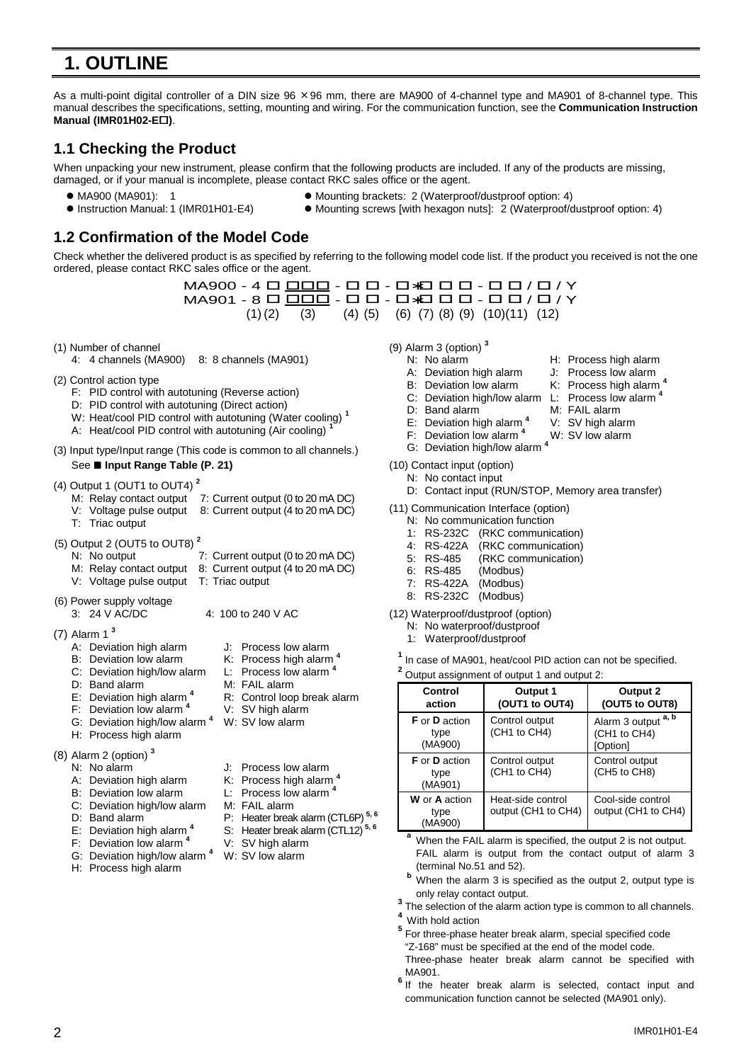# 1. OUTLINE

As a multi-point digital controller of a DIN size 96 × 96 mm, there are MA900 of 4-channel type and MA901 of 8-channel type. This manual describes the specifications, setting, mounting and wiring. For the communication function, see the **Communication Instruction Manual (IMR01H02-E□)**.

## 1.1 Checking the Product

When unpacking your new instrument, please confirm that the following products are included. If any of the products are missing, damaged, or if your manual is incomplete, please contact RKC sales office or the agent.

- MA900 (MA901): 1
- Instruction Manual: 1 (IMR01H01-E4)
- Mounting brackets: 2 (Waterproof/dustproof option: 4)
- Mounting screws [with hexagon nuts]: 2 (Waterproof/dustproof option: 4)

## 1.2 Confirmation of the Model Code

Check whether the delivered product is as specified by referring to the following model code list. If the product you received is not the one ordered, please contact RKC sales office or the agent.

```
MA900 - 4 □ □□□ - □ □ - □*□ □ □ - □ □ / □ / Y
MA901 - 8 □ □□□ - □ □ - □*□ □ □ - □ □ / □ / Y
          (1)(2)   (3)     (4) (5)    (6) (7) (8) (9)  (10)(11)  (12)
```

(1) Number of channel
- 4: 4 channels (MA900)
- 8: 8 channels (MA901)

(2) Control action type
- F: PID control with autotuning (Reverse action)
- D: PID control with autotuning (Direct action)
- W: Heat/cool PID control with autotuning (Water cooling) [1]
- A: Heat/cool PID control with autotuning (Air cooling) [1]

(3) Input type/Input range (This code is common to all channels.)
See ■ **Input Range Table (P. 21)**

(4) Output 1 (OUT1 to OUT4) [2]
- M: Relay contact output
- V: Voltage pulse output
- T: Triac output
- 7: Current output (0 to 20 mA DC)
- 8: Current output (4 to 20 mA DC)

(5) Output 2 (OUT5 to OUT8) [2]
- N: No output
- M: Relay contact output
- V: Voltage pulse output
- 7: Current output (0 to 20 mA DC)
- 8: Current output (4 to 20 mA DC)
- T: Triac output

(6) Power supply voltage
- 3: 24 V AC/DC
- 4: 100 to 240 V AC

(7) Alarm 1 [3]
- A: Deviation high alarm
- B: Deviation low alarm
- C: Deviation high/low alarm
- D: Band alarm
- E: Deviation high alarm [4]
- F: Deviation low alarm [4]
- G: Deviation high/low alarm [4]
- H: Process high alarm
- J: Process low alarm
- K: Process high alarm [4]
- L: Process low alarm [4]
- M: FAIL alarm
- R: Control loop break alarm
- V: SV high alarm
- W: SV low alarm

(8) Alarm 2 (option) [3]
- N: No alarm
- A: Deviation high alarm
- B: Deviation low alarm
- C: Deviation high/low alarm
- D: Band alarm
- E: Deviation high alarm [4]
- F: Deviation low alarm [4]
- G: Deviation high/low alarm [4]
- H: Process high alarm
- J: Process low alarm
- K: Process high alarm [4]
- L: Process low alarm [4]
- M: FAIL alarm
- P: Heater break alarm (CTL6P) [5, 6]
- S: Heater break alarm (CTL12) [5, 6]
- V: SV high alarm
- W: SV low alarm

(9) Alarm 3 (option) [3]
- N: No alarm
- A: Deviation high alarm
- B: Deviation low alarm
- C: Deviation high/low alarm
- D: Band alarm
- E: Deviation high alarm [4]
- F: Deviation low alarm [4]
- G: Deviation high/low alarm [4]
- H: Process high alarm
- J: Process low alarm
- K: Process high alarm [4]
- L: Process low alarm [4]
- M: FAIL alarm
- V: SV high alarm
- W: SV low alarm

(10) Contact input (option)
- N: No contact input
- D: Contact input (RUN/STOP, Memory area transfer)

(11) Communication Interface (option)
- N: No communication function
- 1: RS-232C (RKC communication)
- 4: RS-422A (RKC communication)
- 5: RS-485 (RKC communication)
- 6: RS-485 (Modbus)
- 7: RS-422A (Modbus)
- 8: RS-232C (Modbus)

(12) Waterproof/dustproof (option)
- N: No waterproof/dustproof
- 1: Waterproof/dustproof

[1] In case of MA901, heat/cool PID action can not be specified.

[2] Output assignment of output 1 and output 2:

| Control action | Output 1 (OUT1 to OUT4) | Output 2 (OUT5 to OUT8) |
|---|---|---|
| **F** or **D** action type (MA900) | Control output (CH1 to CH4) | Alarm 3 output [a, b] (CH1 to CH4) [Option] |
| **F** or **D** action type (MA901) | Control output (CH1 to CH4) | Control output (CH5 to CH8) |
| **W** or **A** action type (MA900) | Heat-side control output (CH1 to CH4) | Cool-side control output (CH1 to CH4) |

[a] When the FAIL alarm is specified, the output 2 is not output. FAIL alarm is output from the contact output of alarm 3 (terminal No.51 and 52).

[b] When the alarm 3 is specified as the output 2, output type is only relay contact output.

[3] The selection of the alarm action type is common to all channels.

[4] With hold action

[5] For three-phase heater break alarm, special specified code "Z-168" must be specified at the end of the model code. Three-phase heater break alarm cannot be specified with MA901.

[6] If the heater break alarm is selected, contact input and communication function cannot be selected (MA901 only).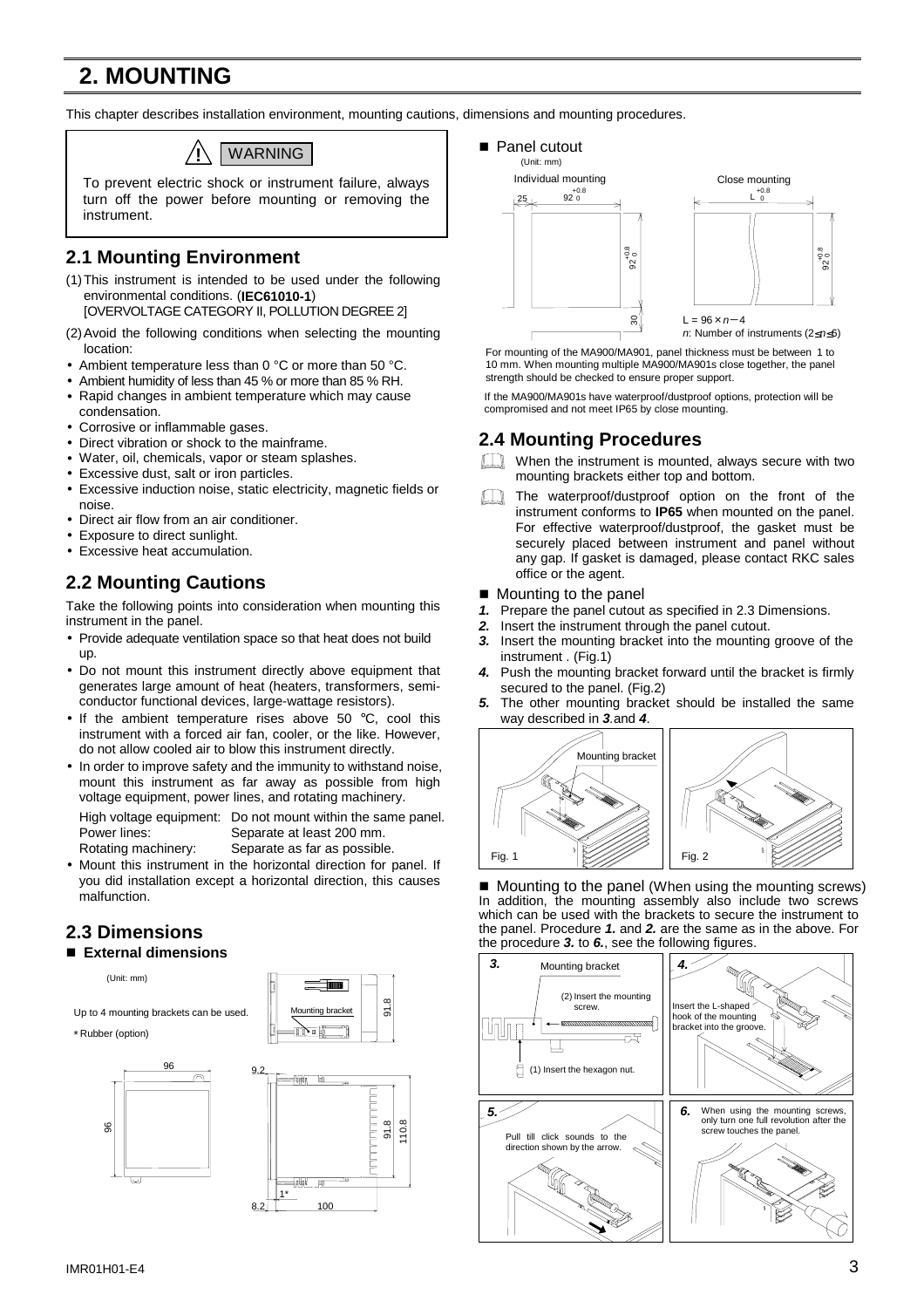# 2. MOUNTING

This chapter describes installation environment, mounting cautions, dimensions and mounting procedures.

> **⚠ WARNING**
>
> To prevent electric shock or instrument failure, always turn off the power before mounting or removing the instrument.

## 2.1 Mounting Environment

(1) This instrument is intended to be used under the following environmental conditions. (**IEC61010-1**)
[OVERVOLTAGE CATEGORY II, POLLUTION DEGREE 2]

(2) Avoid the following conditions when selecting the mounting location:

- Ambient temperature less than 0 °C or more than 50 °C.
- Ambient humidity of less than 45 % or more than 85 % RH.
- Rapid changes in ambient temperature which may cause condensation.
- Corrosive or inflammable gases.
- Direct vibration or shock to the mainframe.
- Water, oil, chemicals, vapor or steam splashes.
- Excessive dust, salt or iron particles.
- Excessive induction noise, static electricity, magnetic fields or noise.
- Direct air flow from an air conditioner.
- Exposure to direct sunlight.
- Excessive heat accumulation.

## 2.2 Mounting Cautions

Take the following points into consideration when mounting this instrument in the panel.

- Provide adequate ventilation space so that heat does not build up.
- Do not mount this instrument directly above equipment that generates large amount of heat (heaters, transformers, semi-conductor functional devices, large-wattage resistors).
- If the ambient temperature rises above 50 °C, cool this instrument with a forced air fan, cooler, or the like. However, do not allow cooled air to blow this instrument directly.
- In order to improve safety and the immunity to withstand noise, mount this instrument as far away as possible from high voltage equipment, power lines, and rotating machinery.

  High voltage equipment: Do not mount within the same panel.
  Power lines: Separate at least 200 mm.
  Rotating machinery: Separate as far as possible.
- Mount this instrument in the horizontal direction for panel. If you did installation except a horizontal direction, this causes malfunction.

## 2.3 Dimensions

■ **External dimensions**

(Unit: mm)

Up to 4 mounting brackets can be used.

* Rubber (option)

Mounting bracket

96, 96, 91.8, 9.2, 91.8, 110.8, 1*, 8.2, 100

■ Panel cutout

(Unit: mm)

Individual mounting: $92^{+0.8}_{0}$ × $92^{+0.8}_{0}$, 25, 30

Close mounting: $L^{+0.8}_{0}$ × $92^{+0.8}_{0}$

L = 96 × *n* − 4
*n*: Number of instruments (2 ≤ *n* ≤ 6)

For mounting of the MA900/MA901, panel thickness must be between 1 to 10 mm. When mounting multiple MA900/MA901s close together, the panel strength should be checked to ensure proper support.

If the MA900/MA901s have waterproof/dustproof options, protection will be compromised and not meet IP65 by close mounting.

## 2.4 Mounting Procedures

When the instrument is mounted, always secure with two mounting brackets either top and bottom.

The waterproof/dustproof option on the front of the instrument conforms to **IP65** when mounted on the panel. For effective waterproof/dustproof, the gasket must be securely placed between instrument and panel without any gap. If gasket is damaged, please contact RKC sales office or the agent.

■ Mounting to the panel

***1.*** Prepare the panel cutout as specified in 2.3 Dimensions.
***2.*** Insert the instrument through the panel cutout.
***3.*** Insert the mounting bracket into the mounting groove of the instrument . (Fig.1)
***4.*** Push the mounting bracket forward until the bracket is firmly secured to the panel. (Fig.2)
***5.*** The other mounting bracket should be installed the same way described in ***3***.and ***4***.

Mounting bracket

Fig. 1

Fig. 2

■ Mounting to the panel (When using the mounting screws)
In addition, the mounting assembly also include two screws which can be used with the brackets to secure the instrument to the panel. Procedure ***1.*** and ***2.*** are the same as in the above. For the procedure ***3.*** to ***6.***, see the following figures.

***3.*** Mounting bracket
(2) Insert the mounting screw.
(1) Insert the hexagon nut.

***4.*** Insert the L-shaped hook of the mounting bracket into the groove.

***5.*** Pull till click sounds to the direction shown by the arrow.

***6.*** When using the mounting screws, only turn one full revolution after the screw touches the panel.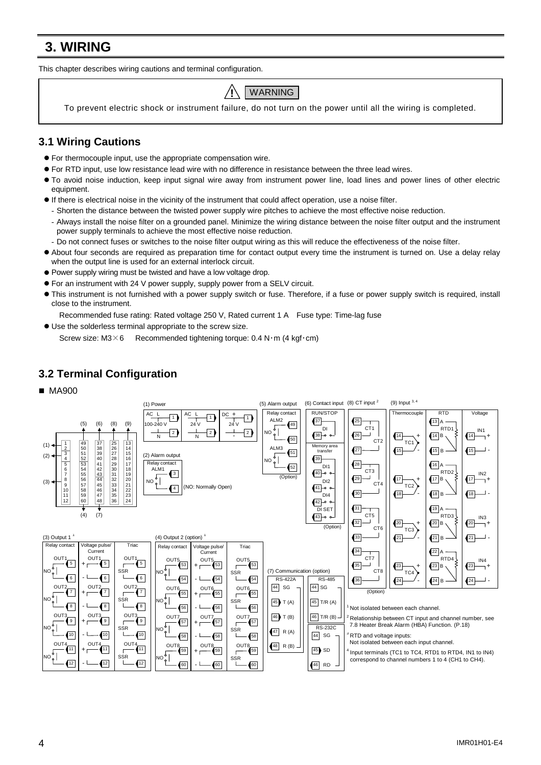# 3. WIRING

This chapter describes wiring cautions and terminal configuration.

> ⚠ **WARNING**
>
> To prevent electric shock or instrument failure, do not turn on the power until all the wiring is completed.

## 3.1 Wiring Cautions

- For thermocouple input, use the appropriate compensation wire.
- For RTD input, use low resistance lead wire with no difference in resistance between the three lead wires.
- To avoid noise induction, keep input signal wire away from instrument power line, load lines and power lines of other electric equipment.
- If there is electrical noise in the vicinity of the instrument that could affect operation, use a noise filter.
  - Shorten the distance between the twisted power supply wire pitches to achieve the most effective noise reduction.
  - Always install the noise filter on a grounded panel. Minimize the wiring distance between the noise filter output and the instrument power supply terminals to achieve the most effective noise reduction.
  - Do not connect fuses or switches to the noise filter output wiring as this will reduce the effectiveness of the noise filter.
- About four seconds are required as preparation time for contact output every time the instrument is turned on. Use a delay relay when the output line is used for an external interlock circuit.
- Power supply wiring must be twisted and have a low voltage drop.
- For an instrument with 24 V power supply, supply power from a SELV circuit.
- This instrument is not furnished with a power supply switch or fuse. Therefore, if a fuse or power supply switch is required, install close to the instrument.

  Recommended fuse rating: Rated voltage 250 V, Rated current 1 A　Fuse type: Time-lag fuse
- Use the solderless terminal appropriate to the screw size.

  Screw size: M3×6　　Recommended tightening torque: 0.4 N･m (4 kgf･cm)

## 3.2 Terminal Configuration

■ MA900

Terminal block layout:

| (1)/(2)/(3) | (5) | (6) | (8) | (9) |
|---|---|---|---|---|
| 1 | 49 | 37 | 25 | 13 |
| 2 | 50 | 38 | 26 | 14 |
| 3 | 51 | 39 | 27 | 15 |
| 4 | 52 | 40 | 28 | 16 |
| 5 | 53 | 41 | 29 | 17 |
| 6 | 54 | 42 | 30 | 18 |
| 7 | 55 | 43 | 31 | 19 |
| 8 | 56 | 44 | 32 | 20 |
| 9 | 57 | 45 | 33 | 21 |
| 10 | 58 | 46 | 34 | 22 |
| 11 | 59 | 47 | 35 | 23 |
| 12 | 60 | 48 | 36 | 24 |

(1) Power: terminals 1-2; (2) Alarm output: terminals 3-4; (3) Output 1: terminals 5-12; (4) Output 2: terminals 53-60; (5) Alarm output: terminals 49-52; (6) Contact input: terminals 37-43; (7) Communication: terminals 44-48; (8) CT input: terminals 25-36; (9) Input: terminals 13-24

**(1) Power**

| AC | AC | DC |
|---|---|---|
| 100-240 V: L 1, N 2 | 24 V: L 1, N 2 | 24 V: + 1, - 2 |

**(2) Alarm output**

Relay contact ALM1: NO 3-4 (NO: Normally Open)

**(3) Output 1** [1]

| Relay contact | Voltage pulse/Current | Triac |
|---|---|---|
| OUT1: NO 5-6 | OUT1: + 5, - 6 | OUT1: SSR 5-6 |
| OUT2: NO 7-8 | OUT2: + 7, - 8 | OUT2: SSR 7-8 |
| OUT3: NO 9-10 | OUT3: + 9, - 10 | OUT3: SSR 9-10 |
| OUT4: NO 11-12 | OUT4: + 11, - 12 | OUT4: SSR 11-12 |

**(4) Output 2 (option)** [1]

| Relay contact | Voltage pulse/Current | Triac |
|---|---|---|
| OUT5: NO 53-54 | OUT5: + 53, - 54 | OUT5: SSR 53-54 |
| OUT6: NO 55-56 | OUT6: + 55, - 56 | OUT6: SSR 55-56 |
| OUT7: NO 57-58 | OUT7: + 57, - 58 | OUT7: SSR 57-58 |
| OUT8: NO 59-60 | OUT8: + 59, - 60 | OUT8: SSR 59-60 |

**(5) Alarm output**

Relay contact (Option)
- ALM2: NO 49-50
- ALM3: NO 51-52

**(6) Contact input**

- RUN/STOP: DI 37-38
- Memory area transfer (Option): common 39; DI1 40; DI2 41; DI4 42; DI SET 43

**(7) Communication (option)**

| RS-422A | RS-485 | RS-232C |
|---|---|---|
| 44 SG | 44 SG | 44 SG |
| 45 T (A) | 45 T/R (A) | 45 SD |
| 46 T (B) | 46 T/R (B) | 46 RD |
| 47 R (A) | | |
| 48 R (B) | | |

**(8) CT input** [2]

- CT1: 25-26
- CT2: 26-27
- CT3: 28-29
- CT4: 29-30
- CT5: 31-32
- CT6: 32-33
- CT7: 34-35
- CT8: 35-36

(Option)

**(9) Input** [3, 4]

| Thermocouple | RTD | Voltage |
|---|---|---|
| TC1: + 14, - 15 | RTD1: A 13, B 14, B 15 | IN1: + 14, - 15 |
| TC2: + 17, - 18 | RTD2: A 16, B 17, B 18 | IN2: + 17, - 18 |
| TC3: + 20, - 21 | RTD3: A 19, B 20, B 21 | IN3: + 20, - 21 |
| TC4: + 23, - 24 | RTD4: A 22, B 23, B 24 | IN4: + 23, - 24 |

[1] Not isolated between each channel.

[2] Relationship between CT input and channel number, see 7.8 Heater Break Alarm (HBA) Function. (P.18)

[3] RTD and voltage inputs: Not isolated between each input channel.

[4] Input terminals (TC1 to TC4, RTD1 to RTD4, IN1 to IN4) correspond to channel numbers 1 to 4 (CH1 to CH4).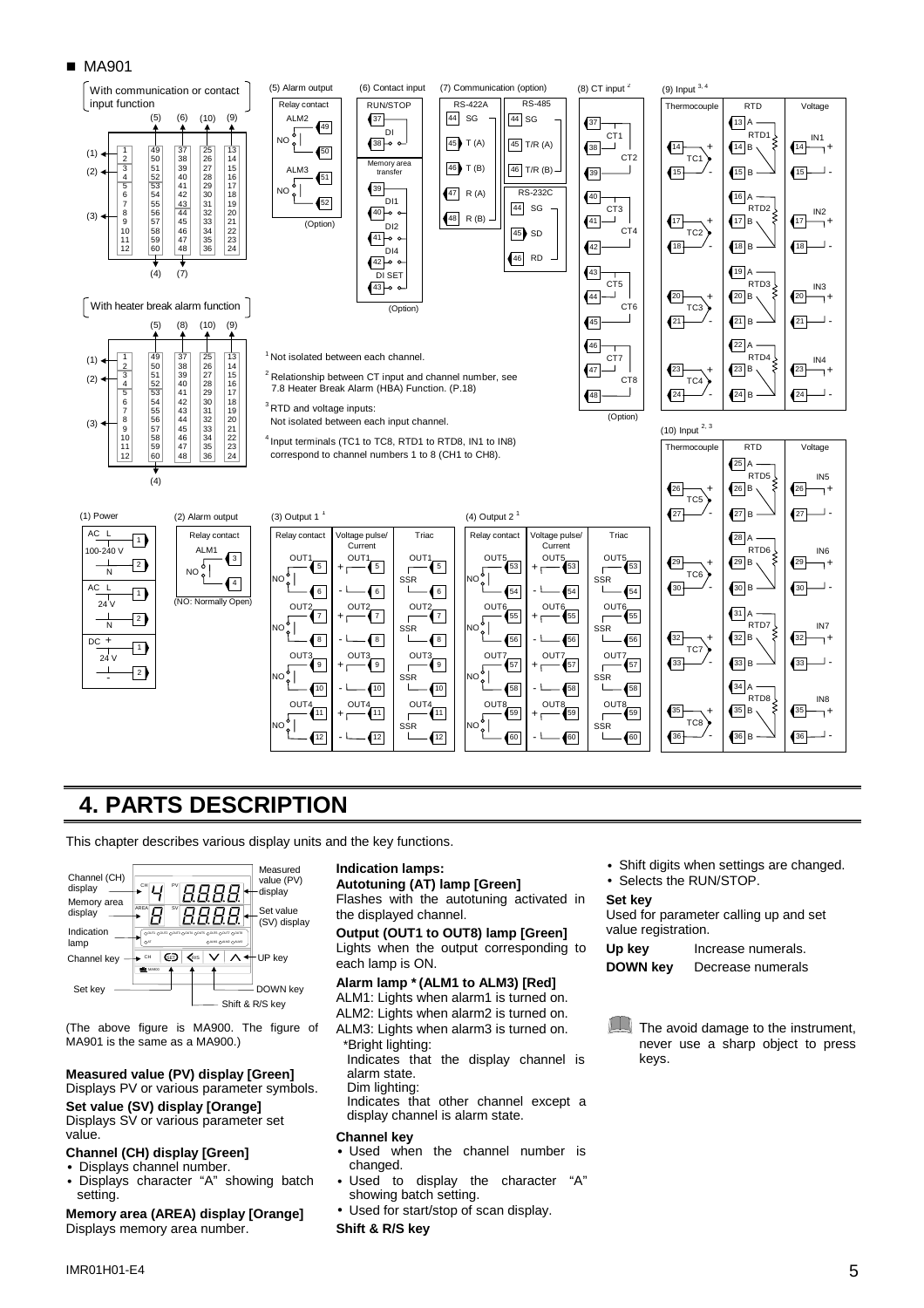■ MA901

With communication or contact input function

With heater break alarm function

(5) Alarm output — Relay contact: ALM2 NO 49, 50; ALM3 NO 51, 52 (Option)

(6) Contact input — RUN/STOP: DI 37, 38; Memory area transfer: DI1 39, 40; DI2 41; DI4 42; DI SET 43 (Option)

(7) Communication (option)

| RS-422A | | RS-485 | |
|---|---|---|---|
| 44 | SG | 44 | SG |
| 45 | T (A) | 45 | T/R (A) |
| 46 | T (B) | 46 | T/R (B) |
| 47 | R (A) | | |
| 48 | R (B) | | |

RS-232C: 44 SG, 45 SD, 46 RD

(8) CT input [2] — CT1 37, 38; CT2 38, 39; CT3 40, 41; CT4 41, 42; CT5 43, 44; CT6 44, 45; CT7 46, 47; CT8 47, 48 (Option)

(9) Input [3, 4]

| Thermocouple | RTD | Voltage |
|---|---|---|
| | 13 A | |
| TC1: 14 +, 15 - | RTD1: 14 B, 15 B | IN1: 14 +, 15 - |
| | 16 A | |
| TC2: 17 +, 18 - | RTD2: 17 B, 18 B | IN2: 17 +, 18 - |
| | 19 A | |
| TC3: 20 +, 21 - | RTD3: 20 B, 21 B | IN3: 20 +, 21 - |
| | 22 A | |
| TC4: 23 +, 24 - | RTD4: 23 B, 24 B | IN4: 23 +, 24 - |

(10) Input [2, 3]

| Thermocouple | RTD | Voltage |
|---|---|---|
| | 25 A | |
| TC5: 26 +, 27 - | RTD5: 26 B, 27 B | IN5: 26 +, 27 - |
| | 28 A | |
| TC6: 29 +, 30 - | RTD6: 29 B, 30 B | IN6: 29 +, 30 - |
| | 31 A | |
| TC7: 32 +, 33 - | RTD7: 32 B, 33 B | IN7: 32 +, 33 - |
| | 34 A | |
| TC8: 35 +, 36 - | RTD8: 35 B, 36 B | IN8: 35 +, 36 - |

[1] Not isolated between each channel.

[2] Relationship between CT input and channel number, see 7.8 Heater Break Alarm (HBA) Function. (P.18)

[3] RTD and voltage inputs: Not isolated between each input channel.

[4] Input terminals (TC1 to TC8, RTD1 to RTD8, IN1 to IN8) correspond to channel numbers 1 to 8 (CH1 to CH8).

(1) Power — AC 100-240 V: L 1, N 2; AC 24 V: L 1, N 2; DC 24 V: + 1, - 2

(2) Alarm output — Relay contact: ALM1 NO 3, 4 (NO: Normally Open)

(3) Output 1 [1]

| Relay contact | Voltage pulse/Current | Triac |
|---|---|---|
| OUT1: 5, 6 | OUT1: + 5, - 6 | OUT1 SSR: 5, 6 |
| OUT2: 7, 8 | OUT2: + 7, - 8 | OUT2 SSR: 7, 8 |
| OUT3: 9, 10 | OUT3: + 9, - 10 | OUT3 SSR: 9, 10 |
| OUT4: 11, 12 | OUT4: + 11, - 12 | OUT4 SSR: 11, 12 |

(4) Output 2 [1]

| Relay contact | Voltage pulse/Current | Triac |
|---|---|---|
| OUT5: 53, 54 | OUT5: + 53, - 54 | OUT5 SSR: 53, 54 |
| OUT6: 55, 56 | OUT6: + 55, - 56 | OUT6 SSR: 55, 56 |
| OUT7: 57, 58 | OUT7: + 57, - 58 | OUT7 SSR: 57, 58 |
| OUT8: 59, 60 | OUT8: + 59, - 60 | OUT8 SSR: 59, 60 |

# 4. PARTS DESCRIPTION

This chapter describes various display units and the key functions.

Channel (CH) display, Memory area display, Indication lamp, Channel key, Set key, Measured value (PV) display, Set value (SV) display, UP key, DOWN key, Shift & R/S key

(The above figure is MA900. The figure of MA901 is the same as a MA900.)

**Measured value (PV) display [Green]**
Displays PV or various parameter symbols.

**Set value (SV) display [Orange]**
Displays SV or various parameter set value.

**Channel (CH) display [Green]**
- Displays channel number.
- Displays character "A" showing batch setting.

**Memory area (AREA) display [Orange]**
Displays memory area number.

**Indication lamps:**

**Autotuning (AT) lamp [Green]**
Flashes with the autotuning activated in the displayed channel.

**Output (OUT1 to OUT8) lamp [Green]**
Lights when the output corresponding to each lamp is ON.

**Alarm lamp * (ALM1 to ALM3) [Red]**
ALM1: Lights when alarm1 is turned on.
ALM2: Lights when alarm2 is turned on.
ALM3: Lights when alarm3 is turned on.
*Bright lighting:
Indicates that the display channel is alarm state.
Dim lighting:
Indicates that other channel except a display channel is alarm state.

**Channel key**
- Used when the channel number is changed.
- Used to display the character "A" showing batch setting.
- Used for start/stop of scan display.

**Shift & R/S key**
- Shift digits when settings are changed.
- Selects the RUN/STOP.

**Set key**
Used for parameter calling up and set value registration.

**Up key** Increase numerals.

**DOWN key** Decrease numerals

The avoid damage to the instrument, never use a sharp object to press keys.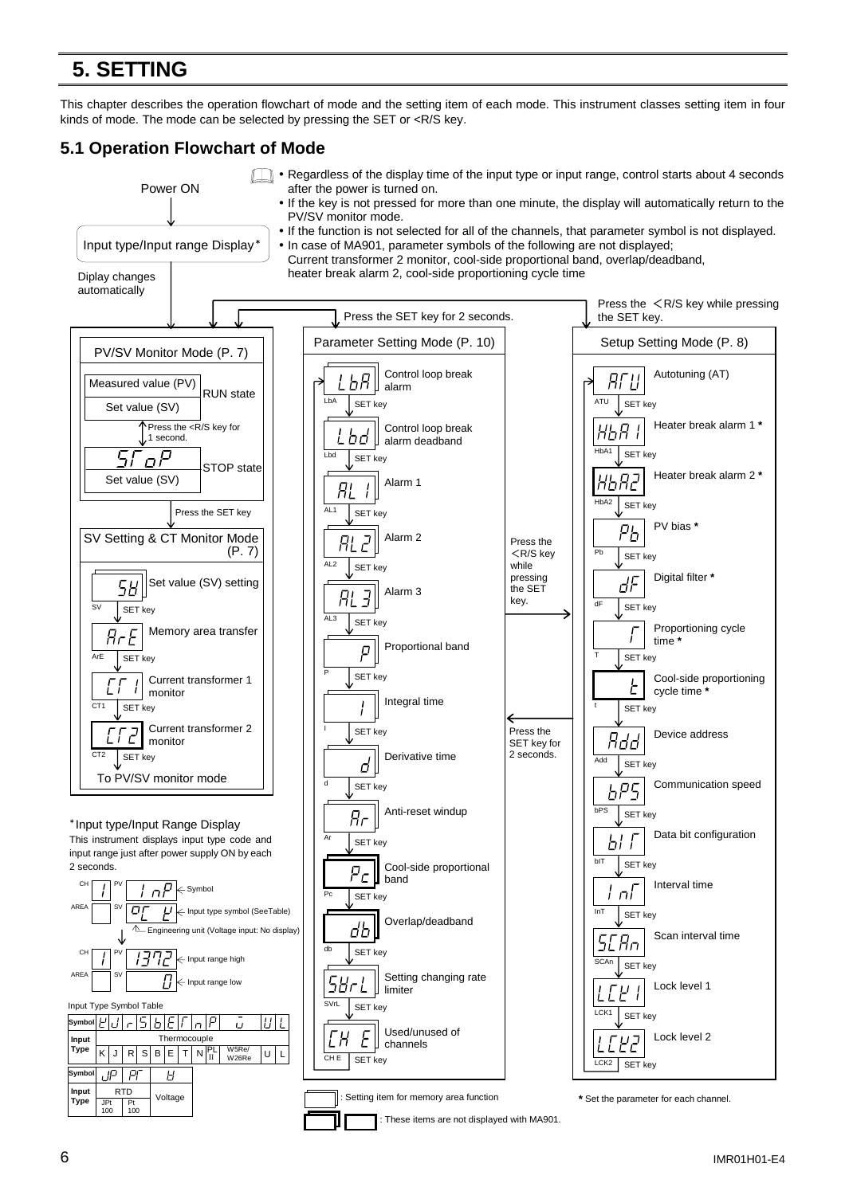# 5. SETTING

This chapter describes the operation flowchart of mode and the setting item of each mode. This instrument classes setting item in four kinds of mode. The mode can be selected by pressing the SET or <R/S key.

## 5.1 Operation Flowchart of Mode

- Regardless of the display time of the input type or input range, control starts about 4 seconds after the power is turned on.
- If the key is not pressed for more than one minute, the display will automatically return to the PV/SV monitor mode.
- If the function is not selected for all of the channels, that parameter symbol is not displayed.
- In case of MA901, parameter symbols of the following are not displayed; Current transformer 2 monitor, cool-side proportional band, overlap/deadband, heater break alarm 2, cool-side proportioning cycle time

Power ON

↓

Input type/Input range Display*

Diplay changes automatically

**PV/SV Monitor Mode (P. 7)**

- Measured value (PV) / Set value (SV) — RUN state
- Press the <R/S key for 1 second.
- STOP (StoP) / Set value (SV) — STOP state

Press the SET key

**SV Setting & CT Monitor Mode (P. 7)**

- SV — Set value (SV) setting — SET key
- ArE — Memory area transfer — SET key
- CT1 — Current transformer 1 monitor — SET key
- CT2 — Current transformer 2 monitor — SET key
- To PV/SV monitor mode

Press the SET key for 2 seconds.

**Parameter Setting Mode (P. 10)**

- LbA — Control loop break alarm — SET key
- Lbd — Control loop break alarm deadband — SET key
- AL1 — Alarm 1 — SET key
- AL2 — Alarm 2 — SET key
- AL3 — Alarm 3 — SET key
- P — Proportional band — SET key
- I — Integral time — SET key
- d — Derivative time — SET key
- Ar — Anti-reset windup — SET key
- Pc — Cool-side proportional band — SET key
- db — Overlap/deadband — SET key
- SVrL — Setting changing rate limiter — SET key
- CH E — Used/unused of channels — SET key

Press the <R/S key while pressing the SET key. (Parameter Setting Mode → Setup Setting Mode)

Press the SET key for 2 seconds. (Setup Setting Mode → Parameter Setting Mode)

Press the <R/S key while pressing the SET key.

**Setup Setting Mode (P. 8)**

- ATU — Autotuning (AT) — SET key
- HbA1 — Heater break alarm 1 * — SET key
- HbA2 — Heater break alarm 2 * — SET key
- Pb — PV bias * — SET key
- dF — Digital filter * — SET key
- T — Proportioning cycle time * — SET key
- t — Cool-side proportioning cycle time * — SET key
- Add — Device address — SET key
- bPS — Communication speed — SET key
- bIT — Data bit configuration — SET key
- InT — Interval time — SET key
- SCAn — Scan interval time — SET key
- LCK1 — Lock level 1 — SET key
- LCK2 — Lock level 2 — SET key

(Double-frame box): Setting item for memory area function

(Bold-frame boxes): These items are not displayed with MA901.

* Set the parameter for each channel.

*Input type/Input Range Display

This instrument displays input type code and input range just after power supply ON by each 2 seconds.

- CH 1 / PV: InP ← Symbol
- AREA / SV: °C K ← Input type symbol (SeeTable); Engineering unit (Voltage input: No display)
- CH 1 / PV: 1372 ← Input range high
- AREA / SV: 0 ← Input range low

Input Type Symbol Table

| Symbol | K | J | r | S | b | E | T | n | P | W | U | L |
|---|---|---|---|---|---|---|---|---|---|---|---|---|
| Input Type | Thermocouple | | | | | | | | | | | |
| | K | J | R | S | B | E | T | N | PL II | W5Re/ W26Re | U | L |

| Symbol | JP | PT | V |
|---|---|---|---|
| Input Type | RTD | | Voltage |
| | JPt 100 | Pt 100 | |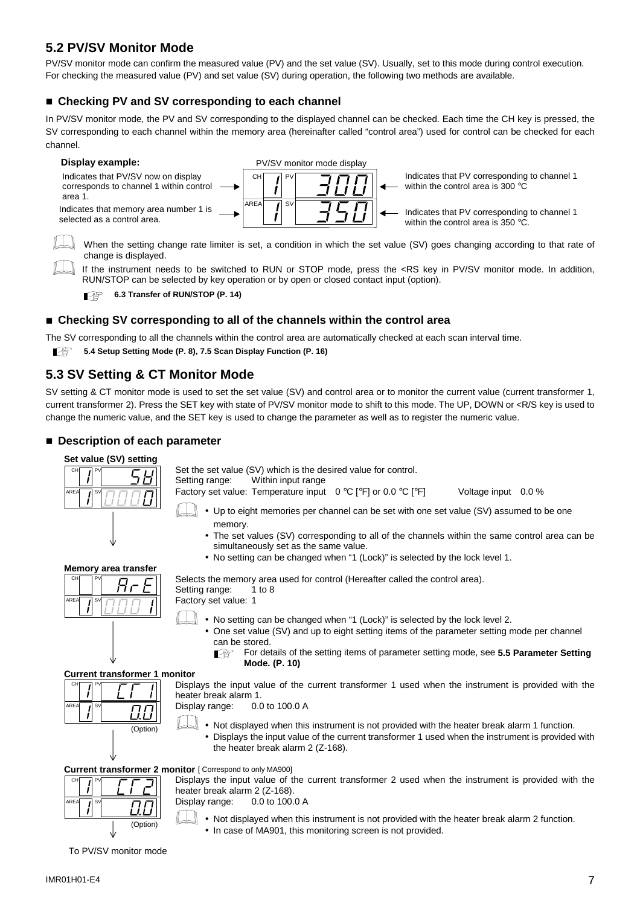## 5.2 PV/SV Monitor Mode

PV/SV monitor mode can confirm the measured value (PV) and the set value (SV). Usually, set to this mode during control execution. For checking the measured value (PV) and set value (SV) during operation, the following two methods are available.

### ■ Checking PV and SV corresponding to each channel

In PV/SV monitor mode, the PV and SV corresponding to the displayed channel can be checked. Each time the CH key is pressed, the SV corresponding to each channel within the memory area (hereinafter called "control area") used for control can be checked for each channel.

**Display example:**

PV/SV monitor mode display

| CH | 1 | PV | 300 |
|---|---|---|---|
| AREA | 1 | SV | 350 |

- CH 1: Indicates that PV/SV now on display corresponds to channel 1 within control area 1.
- AREA 1: Indicates that memory area number 1 is selected as a control area.
- PV 300: Indicates that PV corresponding to channel 1 within the control area is 300 °C
- SV 350: Indicates that PV corresponding to channel 1 within the control area is 350 °C.

When the setting change rate limiter is set, a condition in which the set value (SV) goes changing according to that rate of change is displayed.

If the instrument needs to be switched to RUN or STOP mode, press the <RS key in PV/SV monitor mode. In addition, RUN/STOP can be selected by key operation or by open or closed contact input (option).

**6.3 Transfer of RUN/STOP (P. 14)**

### ■ Checking SV corresponding to all of the channels within the control area

The SV corresponding to all the channels within the control area are automatically checked at each scan interval time.

**5.4 Setup Setting Mode (P. 8), 7.5 Scan Display Function (P. 16)**

## 5.3 SV Setting & CT Monitor Mode

SV setting & CT monitor mode is used to set the set value (SV) and control area or to monitor the current value (current transformer 1, current transformer 2). Press the SET key with state of PV/SV monitor mode to shift to this mode. The UP, DOWN or <R/S key is used to change the numeric value, and the SET key is used to change the parameter as well as to register the numeric value.

### ■ Description of each parameter

**Set value (SV) setting**

Display: CH 1 / PV SV / AREA 1 / SV 0000

Set the set value (SV) which is the desired value for control.
Setting range: Within input range
Factory set value: Temperature input 0 °C [°F] or 0.0 °C [°F] Voltage input 0.0 %

- Up to eight memories per channel can be set with one set value (SV) assumed to be one memory.
- The set values (SV) corresponding to all of the channels within the same control area can be simultaneously set as the same value.
- No setting can be changed when "1 (Lock)" is selected by the lock level 1.

**Memory area transfer**

Display: CH / PV ArE / AREA 1 / SV 0001

Selects the memory area used for control (Hereafter called the control area).
Setting range: 1 to 8
Factory set value: 1

- No setting can be changed when "1 (Lock)" is selected by the lock level 2.
- One set value (SV) and up to eight setting items of the parameter setting mode per channel can be stored.
  - For details of the setting items of parameter setting mode, see **5.5 Parameter Setting Mode. (P. 10)**

**Current transformer 1 monitor**

Display: CH 1 / PV CT1 / AREA 1 / SV 0.0 (Option)

Displays the input value of the current transformer 1 used when the instrument is provided with the heater break alarm 1.
Display range: 0.0 to 100.0 A

- Not displayed when this instrument is not provided with the heater break alarm 1 function.
- Displays the input value of the current transformer 1 used when the instrument is provided with the heater break alarm 2 (Z-168).

**Current transformer 2 monitor** [ Correspond to only MA900]

Display: CH 1 / PV CT2 / AREA 1 / SV 0.0 (Option)

Displays the input value of the current transformer 2 used when the instrument is provided with the heater break alarm 2 (Z-168).
Display range: 0.0 to 100.0 A

- Not displayed when this instrument is not provided with the heater break alarm 2 function.
- In case of MA901, this monitoring screen is not provided.

To PV/SV monitor mode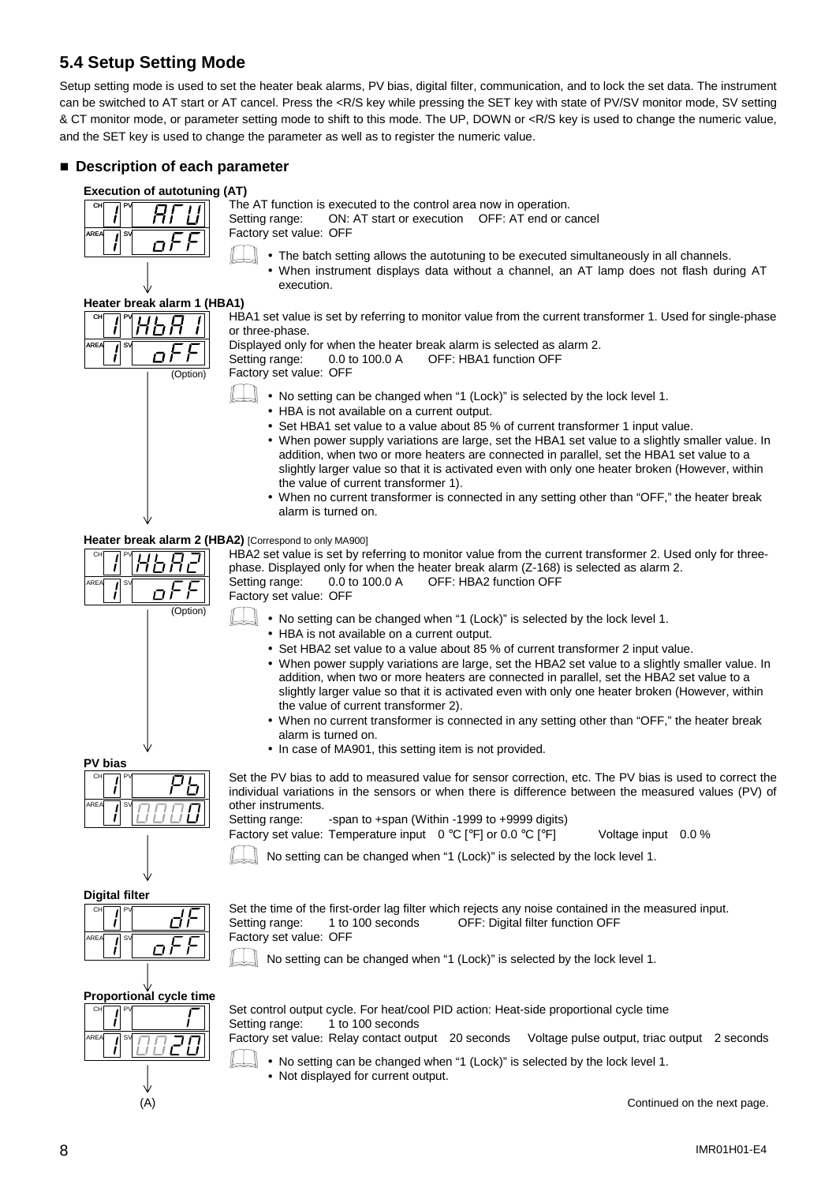## 5.4 Setup Setting Mode

Setup setting mode is used to set the heater beak alarms, PV bias, digital filter, communication, and to lock the set data. The instrument can be switched to AT start or AT cancel. Press the <R/S key while pressing the SET key with state of PV/SV monitor mode, SV setting & CT monitor mode, or parameter setting mode to shift to this mode. The UP, DOWN or <R/S key is used to change the numeric value, and the SET key is used to change the parameter as well as to register the numeric value.

### ■ Description of each parameter

**Execution of autotuning (AT)**

CH 1 PV ATU
AREA 1 SV oFF

The AT function is executed to the control area now in operation.
Setting range: ON: AT start or execution OFF: AT end or cancel
Factory set value: OFF

- The batch setting allows the autotuning to be executed simultaneously in all channels.
- When instrument displays data without a channel, an AT lamp does not flash during AT execution.

**Heater break alarm 1 (HBA1)**

CH 1 PV HbA1
AREA 1 SV oFF
(Option)

HBA1 set value is set by referring to monitor value from the current transformer 1. Used for single-phase or three-phase.
Displayed only for when the heater break alarm is selected as alarm 2.
Setting range: 0.0 to 100.0 A OFF: HBA1 function OFF
Factory set value: OFF

- No setting can be changed when "1 (Lock)" is selected by the lock level 1.
- HBA is not available on a current output.
- Set HBA1 set value to a value about 85 % of current transformer 1 input value.
- When power supply variations are large, set the HBA1 set value to a slightly smaller value. In addition, when two or more heaters are connected in parallel, set the HBA1 set value to a slightly larger value so that it is activated even with only one heater broken (However, within the value of current transformer 1).
- When no current transformer is connected in any setting other than "OFF," the heater break alarm is turned on.

**Heater break alarm 2 (HBA2)** [Correspond to only MA900]

CH 1 PV HbA2
AREA 1 SV oFF
(Option)

HBA2 set value is set by referring to monitor value from the current transformer 2. Used only for three-phase. Displayed only for when the heater break alarm (Z-168) is selected as alarm 2.
Setting range: 0.0 to 100.0 A OFF: HBA2 function OFF
Factory set value: OFF

- No setting can be changed when "1 (Lock)" is selected by the lock level 1.
- HBA is not available on a current output.
- Set HBA2 set value to a value about 85 % of current transformer 2 input value.
- When power supply variations are large, set the HBA2 set value to a slightly smaller value. In addition, when two or more heaters are connected in parallel, set the HBA2 set value to a slightly larger value so that it is activated even with only one heater broken (However, within the value of current transformer 2).
- When no current transformer is connected in any setting other than "OFF," the heater break alarm is turned on.
- In case of MA901, this setting item is not provided.

**PV bias**

CH 1 PV Pb
AREA 1 SV 0000

Set the PV bias to add to measured value for sensor correction, etc. The PV bias is used to correct the individual variations in the sensors or when there is difference between the measured values (PV) of other instruments.
Setting range: -span to +span (Within -1999 to +9999 digits)
Factory set value: Temperature input 0 °C [°F] or 0.0 °C [°F] Voltage input 0.0 %

No setting can be changed when "1 (Lock)" is selected by the lock level 1.

**Digital filter**

CH 1 PV dF
AREA 1 SV oFF

Set the time of the first-order lag filter which rejects any noise contained in the measured input.
Setting range: 1 to 100 seconds OFF: Digital filter function OFF
Factory set value: OFF

No setting can be changed when "1 (Lock)" is selected by the lock level 1.

**Proportional cycle time**

CH 1 PV T
AREA 1 SV 0020

Set control output cycle. For heat/cool PID action: Heat-side proportional cycle time
Setting range: 1 to 100 seconds
Factory set value: Relay contact output 20 seconds Voltage pulse output, triac output 2 seconds

- No setting can be changed when "1 (Lock)" is selected by the lock level 1.
- Not displayed for current output.

(A)

Continued on the next page.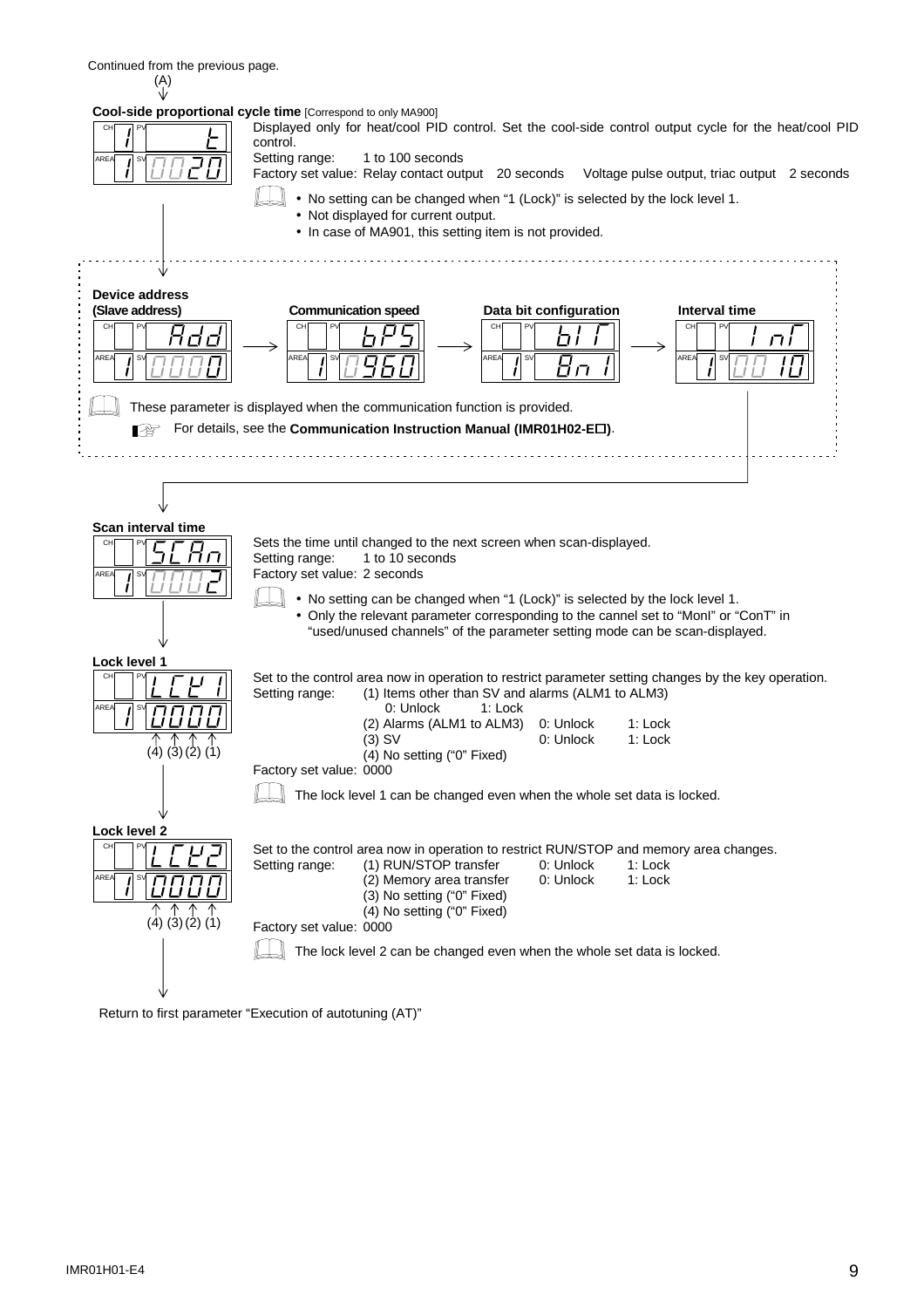Continued from the previous page.
(A)

**Cool-side proportional cycle time** [Correspond to only MA900]

Displayed only for heat/cool PID control. Set the cool-side control output cycle for the heat/cool PID control.

Setting range: 1 to 100 seconds

Factory set value: Relay contact output 20 seconds Voltage pulse output, triac output 2 seconds

- No setting can be changed when "1 (Lock)" is selected by the lock level 1.
- Not displayed for current output.
- In case of MA901, this setting item is not provided.

**Device address (Slave address)** → **Communication speed** → **Data bit configuration** → **Interval time**

These parameter is displayed when the communication function is provided.

For details, see the **Communication Instruction Manual (IMR01H02-E□)**.

**Scan interval time**

Sets the time until changed to the next screen when scan-displayed.

Setting range: 1 to 10 seconds

Factory set value: 2 seconds

- No setting can be changed when "1 (Lock)" is selected by the lock level 1.
- Only the relevant parameter corresponding to the cannel set to "MonI" or "ConT" in "used/unused channels" of the parameter setting mode can be scan-displayed.

**Lock level 1**

Set to the control area now in operation to restrict parameter setting changes by the key operation.

Setting range:
(1) Items other than SV and alarms (ALM1 to ALM3) 0: Unlock 1: Lock
(2) Alarms (ALM1 to ALM3) 0: Unlock 1: Lock
(3) SV 0: Unlock 1: Lock
(4) No setting ("0" Fixed)

Factory set value: 0000

The lock level 1 can be changed even when the whole set data is locked.

**Lock level 2**

Set to the control area now in operation to restrict RUN/STOP and memory area changes.

Setting range:
(1) RUN/STOP transfer 0: Unlock 1: Lock
(2) Memory area transfer 0: Unlock 1: Lock
(3) No setting ("0" Fixed)
(4) No setting ("0" Fixed)

Factory set value: 0000

The lock level 2 can be changed even when the whole set data is locked.

Return to first parameter "Execution of autotuning (AT)"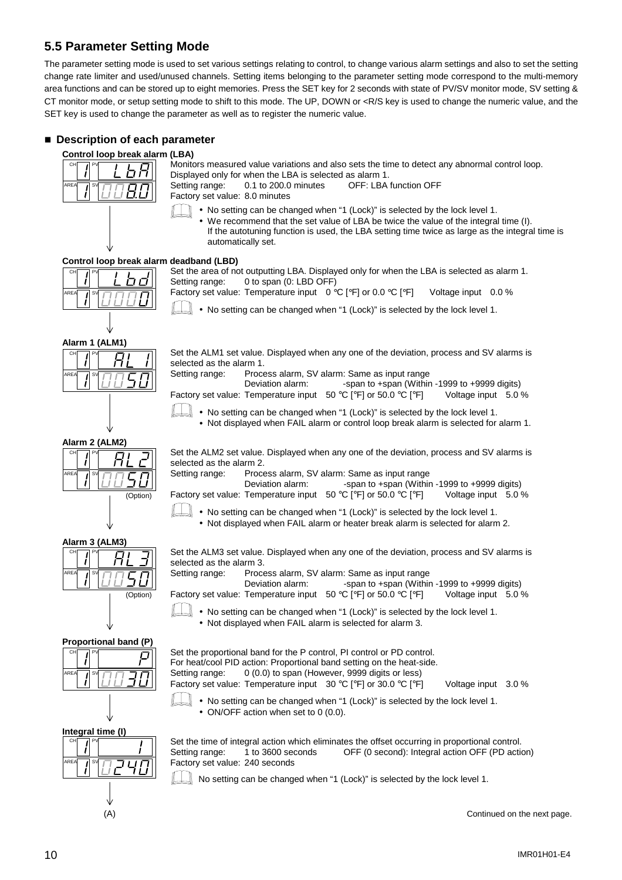## 5.5 Parameter Setting Mode

The parameter setting mode is used to set various settings relating to control, to change various alarm settings and also to set the setting change rate limiter and used/unused channels. Setting items belonging to the parameter setting mode correspond to the multi-memory area functions and can be stored up to eight memories. Press the SET key for 2 seconds with state of PV/SV monitor mode, SV setting & CT monitor mode, or setup setting mode to shift to this mode. The UP, DOWN or <R/S key is used to change the numeric value, and the SET key is used to change the parameter as well as to register the numeric value.

### ■ Description of each parameter

**Control loop break alarm (LBA)**

CH 1 PV LbA / AREA 1 SV 8.0

Monitors measured value variations and also sets the time to detect any abnormal control loop. Displayed only for when the LBA is selected as alarm 1.

Setting range: 0.1 to 200.0 minutes OFF: LBA function OFF

Factory set value: 8.0 minutes

- No setting can be changed when “1 (Lock)” is selected by the lock level 1.
- We recommend that the set value of LBA be twice the value of the integral time (I). If the autotuning function is used, the LBA setting time twice as large as the integral time is automatically set.

**Control loop break alarm deadband (LBD)**

CH 1 PV Lbd / AREA 1 SV 0

Set the area of not outputting LBA. Displayed only for when the LBA is selected as alarm 1.

Setting range: 0 to span (0: LBD OFF)

Factory set value: Temperature input 0 °C [°F] or 0.0 °C [°F] Voltage input 0.0 %

- No setting can be changed when “1 (Lock)” is selected by the lock level 1.

**Alarm 1 (ALM1)**

CH 1 PV AL 1 / AREA 1 SV 50

Set the ALM1 set value. Displayed when any one of the deviation, process and SV alarms is selected as the alarm 1.

Setting range: Process alarm, SV alarm: Same as input range
Deviation alarm: -span to +span (Within -1999 to +9999 digits)

Factory set value: Temperature input 50 °C [°F] or 50.0 °C [°F] Voltage input 5.0 %

- No setting can be changed when “1 (Lock)” is selected by the lock level 1.
- Not displayed when FAIL alarm or control loop break alarm is selected for alarm 1.

**Alarm 2 (ALM2)**

CH 1 PV AL 2 / AREA 1 SV 50 (Option)

Set the ALM2 set value. Displayed when any one of the deviation, process and SV alarms is selected as the alarm 2.

Setting range: Process alarm, SV alarm: Same as input range
Deviation alarm: -span to +span (Within -1999 to +9999 digits)

Factory set value: Temperature input 50 °C [°F] or 50.0 °C [°F] Voltage input 5.0 %

- No setting can be changed when “1 (Lock)” is selected by the lock level 1.
- Not displayed when FAIL alarm or heater break alarm is selected for alarm 2.

**Alarm 3 (ALM3)**

CH 1 PV AL 3 / AREA 1 SV 50 (Option)

Set the ALM3 set value. Displayed when any one of the deviation, process and SV alarms is selected as the alarm 3.

Setting range: Process alarm, SV alarm: Same as input range
Deviation alarm: -span to +span (Within -1999 to +9999 digits)

Factory set value: Temperature input 50 °C [°F] or 50.0 °C [°F] Voltage input 5.0 %

- No setting can be changed when “1 (Lock)” is selected by the lock level 1.
- Not displayed when FAIL alarm is selected for alarm 3.

**Proportional band (P)**

CH 1 PV P / AREA 1 SV 30

Set the proportional band for the P control, PI control or PD control.
For heat/cool PID action: Proportional band setting on the heat-side.

Setting range: 0 (0.0) to span (However, 9999 digits or less)

Factory set value: Temperature input 30 °C [°F] or 30.0 °C [°F] Voltage input 3.0 %

- No setting can be changed when “1 (Lock)” is selected by the lock level 1.
- ON/OFF action when set to 0 (0.0).

**Integral time (I)**

CH 1 PV I / AREA 1 SV 240

Set the time of integral action which eliminates the offset occurring in proportional control.

Setting range: 1 to 3600 seconds OFF (0 second): Integral action OFF (PD action)

Factory set value: 240 seconds

No setting can be changed when “1 (Lock)” is selected by the lock level 1.

(A)

Continued on the next page.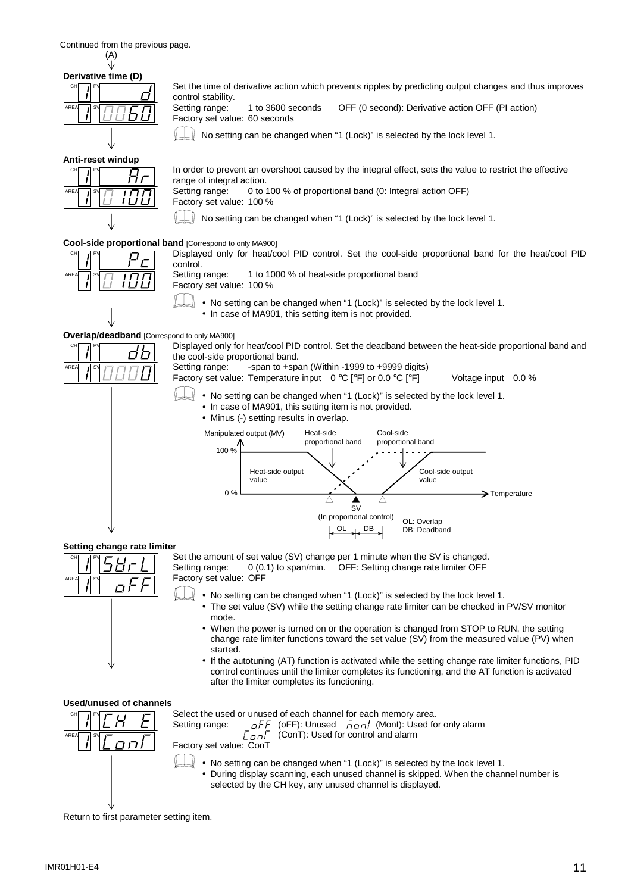Continued from the previous page.

(A)

### Derivative time (D)

CH 1 PV d
AREA 1 SV 0060

Set the time of derivative action which prevents ripples by predicting output changes and thus improves control stability.

Setting range: 1 to 3600 seconds OFF (0 second): Derivative action OFF (PI action)

Factory set value: 60 seconds

No setting can be changed when "1 (Lock)" is selected by the lock level 1.

### Anti-reset windup

CH 1 PV Ar
AREA 1 SV 0100

In order to prevent an overshoot caused by the integral effect, sets the value to restrict the effective range of integral action.

Setting range: 0 to 100 % of proportional band (0: Integral action OFF)

Factory set value: 100 %

No setting can be changed when "1 (Lock)" is selected by the lock level 1.

### Cool-side proportional band [Correspond to only MA900]

CH 1 PV Pc
AREA 1 SV 0100

Displayed only for heat/cool PID control. Set the cool-side proportional band for the heat/cool PID control.

Setting range: 1 to 1000 % of heat-side proportional band

Factory set value: 100 %

- No setting can be changed when "1 (Lock)" is selected by the lock level 1.
- In case of MA901, this setting item is not provided.

### Overlap/deadband [Correspond to only MA900]

CH 1 PV db
AREA 1 SV 0000

Displayed only for heat/cool PID control. Set the deadband between the heat-side proportional band and the cool-side proportional band.

Setting range: -span to +span (Within -1999 to +9999 digits)

Factory set value: Temperature input 0 °C [°F] or 0.0 °C [°F] Voltage input 0.0 %

- No setting can be changed when "1 (Lock)" is selected by the lock level 1.
- In case of MA901, this setting item is not provided.
- Minus (-) setting results in overlap.

Manipulated output (MV); Heat-side proportional band; Cool-side proportional band; 100 %; Heat-side output value; Cool-side output value; 0 %; Temperature; SV (In proportional control); OL; DB; OL: Overlap; DB: Deadband

### Setting change rate limiter

CH 1 PV SVrL
AREA 1 SV oFF

Set the amount of set value (SV) change per 1 minute when the SV is changed.

Setting range: 0 (0.1) to span/min. OFF: Setting change rate limiter OFF

Factory set value: OFF

- No setting can be changed when "1 (Lock)" is selected by the lock level 1.
- The set value (SV) while the setting change rate limiter can be checked in PV/SV monitor mode.
- When the power is turned on or the operation is changed from STOP to RUN, the setting change rate limiter functions toward the set value (SV) from the measured value (PV) when started.
- If the autotuning (AT) function is activated while the setting change rate limiter functions, PID control continues until the limiter completes its functioning, and the AT function is activated after the limiter completes its functioning.

### Used/unused of channels

CH 1 PV CH E
AREA 1 SV ConT

Select the used or unused of each channel for each memory area.

Setting range: oFF (oFF): Unused MonI (MonI): Used for only alarm
ConT (ConT): Used for control and alarm

Factory set value: ConT

- No setting can be changed when "1 (Lock)" is selected by the lock level 1.
- During display scanning, each unused channel is skipped. When the channel number is selected by the CH key, any unused channel is displayed.

Return to first parameter setting item.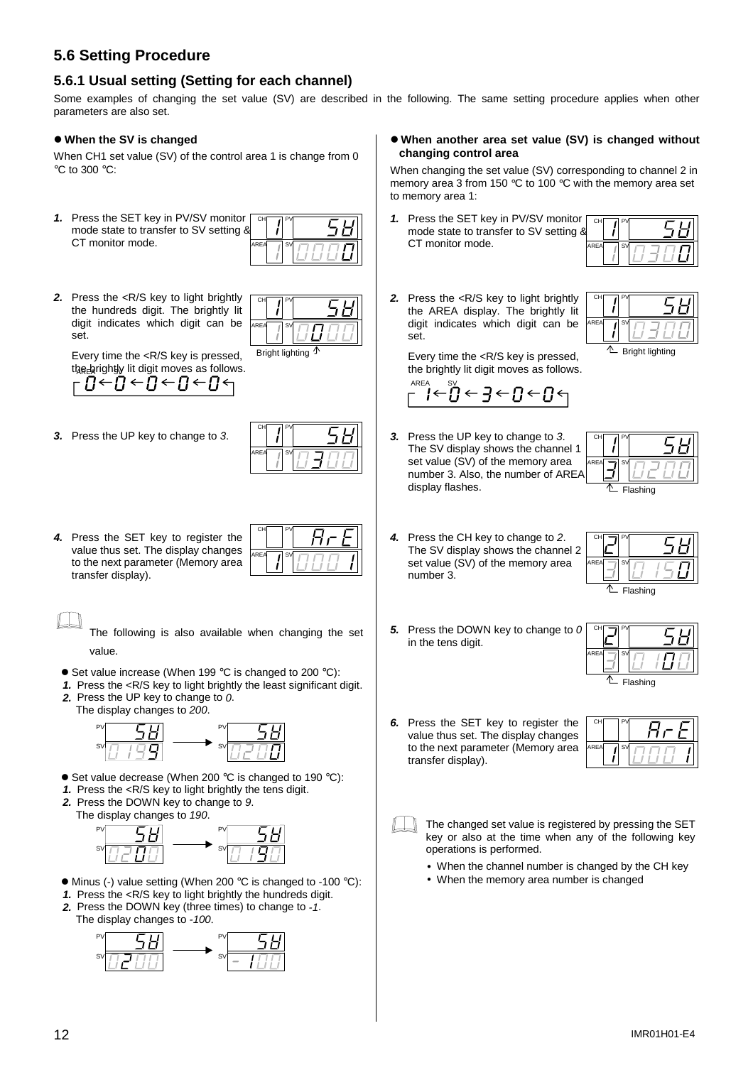## 5.6 Setting Procedure

### 5.6.1 Usual setting (Setting for each channel)

Some examples of changing the set value (SV) are described in the following. The same setting procedure applies when other parameters are also set.

● **When the SV is changed**

When CH1 set value (SV) of the control area 1 is change from 0 °C to 300 °C:

***1.*** Press the SET key in PV/SV monitor mode state to transfer to SV setting & CT monitor mode.

***2.*** Press the <R/S key to light brightly the hundreds digit. The brightly lit digit indicates which digit can be set.

Every time the <R/S key is pressed, the brightly lit digit moves as follows.

***3.*** Press the UP key to change to *3*.

***4.*** Press the SET key to register the value thus set. The display changes to the next parameter (Memory area transfer display).

The following is also available when changing the set value.

- Set value increase (When 199 °C is changed to 200 °C):
  ***1.*** Press the <R/S key to light brightly the least significant digit.
  ***2.*** Press the UP key to change to *0*.
  The display changes to *200*.

- Set value decrease (When 200 °C is changed to 190 °C):
  ***1.*** Press the <R/S key to light brightly the tens digit.
  ***2.*** Press the DOWN key to change to *9*.
  The display changes to *190*.

- Minus (-) value setting (When 200 °C is changed to -100 °C):
  ***1.*** Press the <R/S key to light brightly the hundreds digit.
  ***2.*** Press the DOWN key (three times) to change to *-1*.
  The display changes to *-100*.

● **When another area set value (SV) is changed without changing control area**

When changing the set value (SV) corresponding to channel 2 in memory area 3 from 150 °C to 100 °C with the memory area set to memory area 1:

***1.*** Press the SET key in PV/SV monitor mode state to transfer to SV setting & CT monitor mode.

***2.*** Press the <R/S key to light brightly the AREA display. The brightly lit digit indicates which digit can be set.

Every time the <R/S key is pressed, the brightly lit digit moves as follows.

***3.*** Press the UP key to change to *3*. The SV display shows the channel 1 set value (SV) of the memory area number 3. Also, the number of AREA display flashes.

***4.*** Press the CH key to change to *2*. The SV display shows the channel 2 set value (SV) of the memory area number 3.

***5.*** Press the DOWN key to change to *0* in the tens digit.

***6.*** Press the SET key to register the value thus set. The display changes to the next parameter (Memory area transfer display).

The changed set value is registered by pressing the SET key or also at the time when any of the following key operations is performed.

- When the channel number is changed by the CH key
- When the memory area number is changed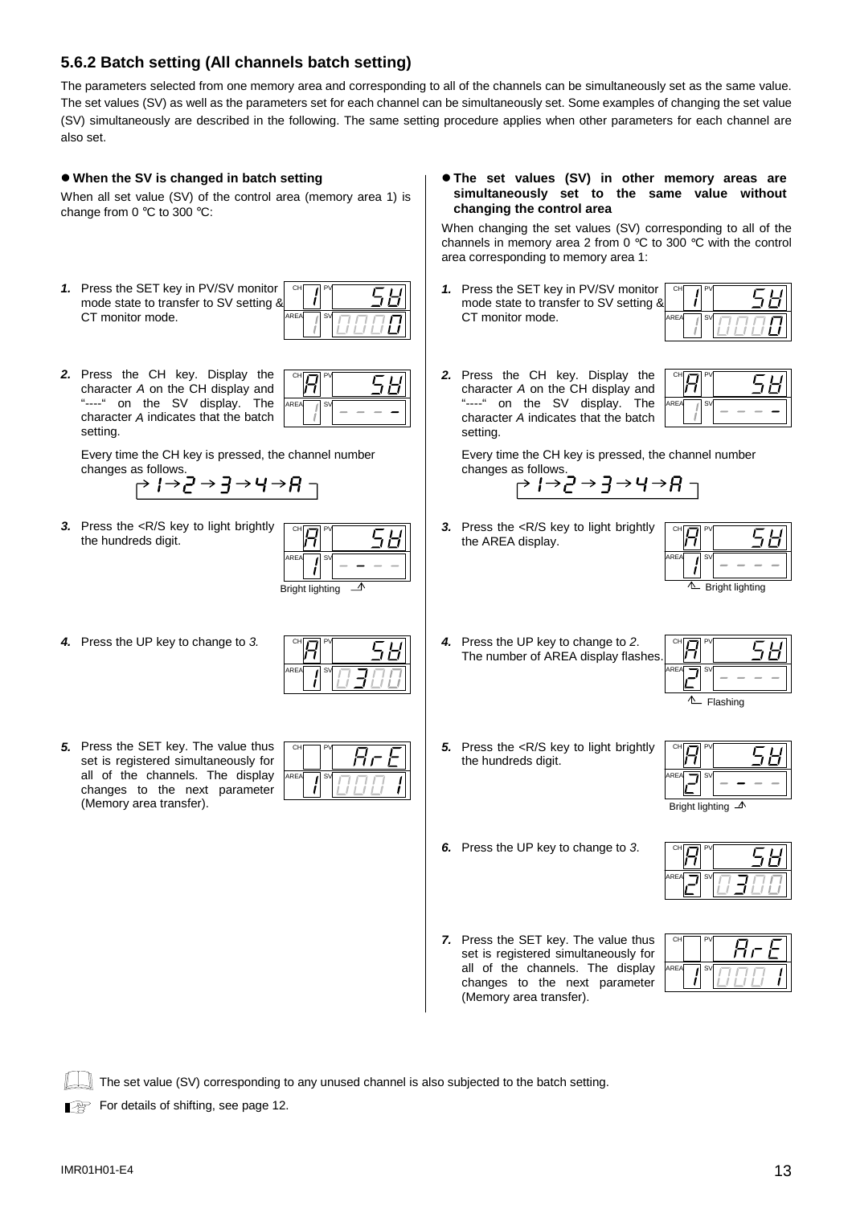### 5.6.2 Batch setting (All channels batch setting)

The parameters selected from one memory area and corresponding to all of the channels can be simultaneously set as the same value. The set values (SV) as well as the parameters set for each channel can be simultaneously set. Some examples of changing the set value (SV) simultaneously are described in the following. The same setting procedure applies when other parameters for each channel are also set.

**● When the SV is changed in batch setting**

When all set value (SV) of the control area (memory area 1) is change from 0 °C to 300 °C:

1. Press the SET key in PV/SV monitor mode state to transfer to SV setting & CT monitor mode.

   CH: 1 PV: SV / AREA: 1 SV: 0000

2. Press the CH key. Display the character *A* on the CH display and "----" on the SV display. The character *A* indicates that the batch setting.

   CH: A PV: SV / AREA: 1 SV: ----

   Every time the CH key is pressed, the channel number changes as follows.

   → 1 → 2 → 3 → 4 → A ┐

3. Press the <R/S key to light brightly the hundreds digit.

   CH: A PV: SV / AREA: 1 SV: ----

   Bright lighting

4. Press the UP key to change to *3.*

   CH: A PV: SV / AREA: 1 SV: 0300

5. Press the SET key. The value thus set is registered simultaneously for all of the channels. The display changes to the next parameter (Memory area transfer).

   CH: PV: ArE / AREA: 1 SV: 0001

**● The set values (SV) in other memory areas are simultaneously set to the same value without changing the control area**

When changing the set values (SV) corresponding to all of the channels in memory area 2 from 0 °C to 300 °C with the control area corresponding to memory area 1:

1. Press the SET key in PV/SV monitor mode state to transfer to SV setting & CT monitor mode.

   CH: 1 PV: SV / AREA: 1 SV: 0000

2. Press the CH key. Display the character *A* on the CH display and "----" on the SV display. The character *A* indicates that the batch setting.

   CH: A PV: SV / AREA: 1 SV: ----

   Every time the CH key is pressed, the channel number changes as follows.

   → 1 → 2 → 3 → 4 → A ┐

3. Press the <R/S key to light brightly the AREA display.

   CH: A PV: SV / AREA: 1 SV: ----

   Bright lighting

4. Press the UP key to change to *2*. The number of AREA display flashes.

   CH: A PV: SV / AREA: 2 SV: ----

   Flashing

5. Press the <R/S key to light brightly the hundreds digit.

   CH: A PV: SV / AREA: 2 SV: ----

   Bright lighting

6. Press the UP key to change to *3*.

   CH: A PV: SV / AREA: 2 SV: 0300

7. Press the SET key. The value thus set is registered simultaneously for all of the channels. The display changes to the next parameter (Memory area transfer).

   CH: PV: ArE / AREA: 1 SV: 0001

The set value (SV) corresponding to any unused channel is also subjected to the batch setting.

For details of shifting, see page 12.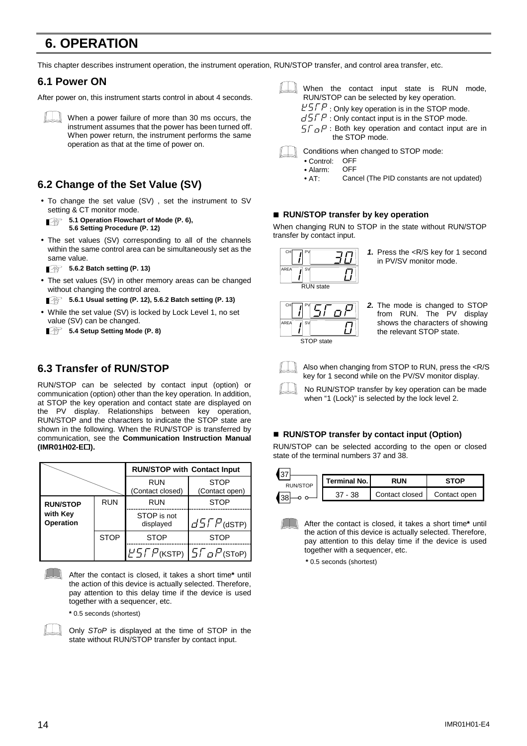# 6. OPERATION

This chapter describes instrument operation, the instrument operation, RUN/STOP transfer, and control area transfer, etc.

## 6.1 Power ON

After power on, this instrument starts control in about 4 seconds.

When a power failure of more than 30 ms occurs, the instrument assumes that the power has been turned off. When power return, the instrument performs the same operation as that at the time of power on.

## 6.2 Change of the Set Value (SV)

- To change the set value (SV) , set the instrument to SV setting & CT monitor mode.
  **5.1 Operation Flowchart of Mode (P. 6), 5.6 Setting Procedure (P. 12)**
- The set values (SV) corresponding to all of the channels within the same control area can be simultaneously set as the same value.
  **5.6.2 Batch setting (P. 13)**
- The set values (SV) in other memory areas can be changed without changing the control area.
  **5.6.1 Usual setting (P. 12), 5.6.2 Batch setting (P. 13)**
- While the set value (SV) is locked by Lock Level 1, no set value (SV) can be changed.
  **5.4 Setup Setting Mode (P. 8)**

## 6.3 Transfer of RUN/STOP

RUN/STOP can be selected by contact input (option) or communication (option) other than the key operation. In addition, at STOP the key operation and contact state are displayed on the PV display. Relationships between key operation, RUN/STOP and the characters to indicate the STOP state are shown in the following. When the RUN/STOP is transferred by communication, see the **Communication Instruction Manual (IMR01H02-E□).**

| | | RUN/STOP with Contact Input | |
|---|---|---|---|
| | | RUN (Contact closed) | STOP (Contact open) |
| **RUN/STOP with Key Operation** | RUN | RUN | STOP |
| | | STOP is not displayed | dSTP (dSTP) |
| | STOP | STOP | STOP |
| | | KSTP (KSTP) | SToP (SToP) |

After the contact is closed, it takes a short time* until the action of this device is actually selected. Therefore, pay attention to this delay time if the device is used together with a sequencer, etc.

\* 0.5 seconds (shortest)

Only *SToP* is displayed at the time of STOP in the state without RUN/STOP transfer by contact input.

When the contact input state is RUN mode, RUN/STOP can be selected by key operation.

- KSTP : Only key operation is in the STOP mode.
- dSTP : Only contact input is in the STOP mode.
- SToP : Both key operation and contact input are in the STOP mode.

Conditions when changed to STOP mode:

- Control: OFF
- Alarm: OFF
- AT: Cancel (The PID constants are not updated)

### ■ RUN/STOP transfer by key operation

When changing RUN to STOP in the state without RUN/STOP transfer by contact input.

CH 1 PV 30 / AREA 1 SV 0
RUN state

***1.*** Press the <R/S key for 1 second in PV/SV monitor mode.

CH 1 PV SToP / AREA 1 SV 0
STOP state

***2.*** The mode is changed to STOP from RUN. The PV display shows the characters of showing the relevant STOP state.

Also when changing from STOP to RUN, press the <R/S key for 1 second while on the PV/SV monitor display.

No RUN/STOP transfer by key operation can be made when "1 (Lock)" is selected by the lock level 2.

### ■ RUN/STOP transfer by contact input (Option)

RUN/STOP can be selected according to the open or closed state of the terminal numbers 37 and 38.

37 RUN/STOP 38

| Terminal No. | RUN | STOP |
|---|---|---|
| 37 - 38 | Contact closed | Contact open |

After the contact is closed, it takes a short time* until the action of this device is actually selected. Therefore, pay attention to this delay time if the device is used together with a sequencer, etc.

\* 0.5 seconds (shortest)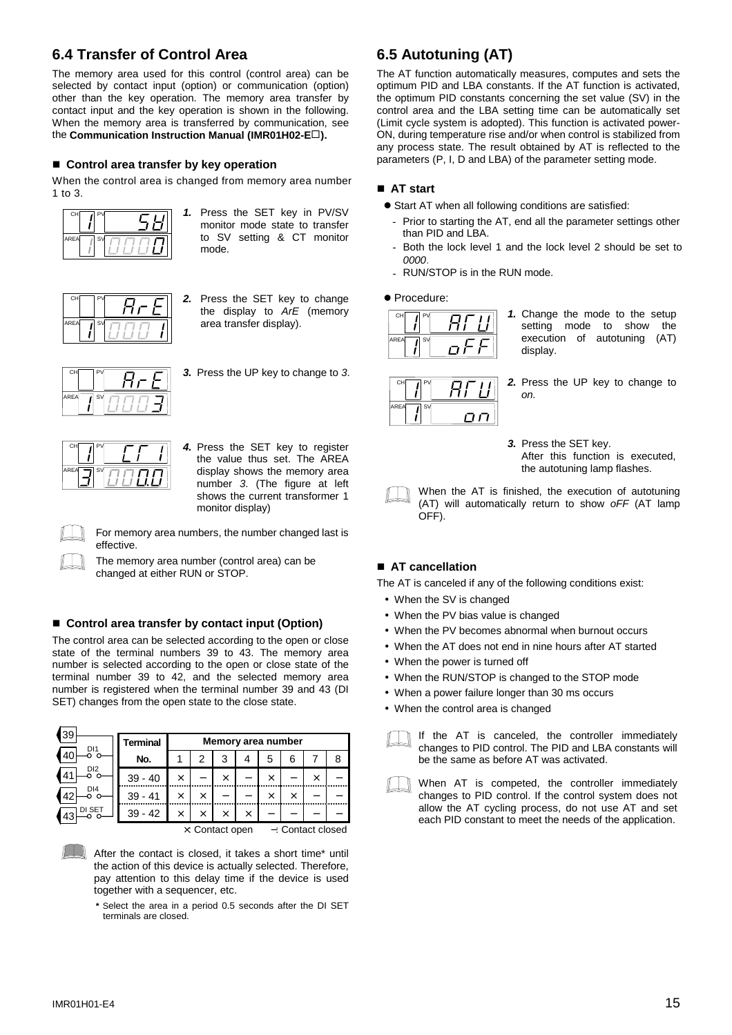## 6.4 Transfer of Control Area

The memory area used for this control (control area) can be selected by contact input (option) or communication (option) other than the key operation. The memory area transfer by contact input and the key operation is shown in the following. When the memory area is transferred by communication, see the **Communication Instruction Manual (IMR01H02-E□).**

### ■ Control area transfer by key operation

When the control area is changed from memory area number 1 to 3.

**1.** Press the SET key in PV/SV monitor mode state to transfer to SV setting & CT monitor mode.

**2.** Press the SET key to change the display to *ArE* (memory area transfer display).

**3.** Press the UP key to change to *3*.

**4.** Press the SET key to register the value thus set. The AREA display shows the memory area number *3*. (The figure at left shows the current transformer 1 monitor display)

For memory area numbers, the number changed last is effective.

The memory area number (control area) can be changed at either RUN or STOP.

### ■ Control area transfer by contact input (Option)

The control area can be selected according to the open or close state of the terminal numbers 39 to 43. The memory area number is selected according to the open or close state of the terminal number 39 to 42, and the selected memory area number is registered when the terminal number 39 and 43 (DI SET) changes from the open state to the close state.

Terminals: 39; 40 (DI1); 41 (DI2); 42 (DI4); 43 (DI SET)

| Terminal No. | Memory area number | | | | | | | |
|---|---|---|---|---|---|---|---|---|
| | 1 | 2 | 3 | 4 | 5 | 6 | 7 | 8 |
| 39 - 40 | × | – | × | – | × | – | × | – |
| 39 - 41 | × | × | – | – | × | × | – | – |
| 39 - 42 | × | × | × | × | – | – | – | – |

× Contact open – : Contact closed

After the contact is closed, it takes a short time* until the action of this device is actually selected. Therefore, pay attention to this delay time if the device is used together with a sequencer, etc.

\* Select the area in a period 0.5 seconds after the DI SET terminals are closed.

## 6.5 Autotuning (AT)

The AT function automatically measures, computes and sets the optimum PID and LBA constants. If the AT function is activated, the optimum PID constants concerning the set value (SV) in the control area and the LBA setting time can be automatically set (Limit cycle system is adopted). This function is activated power-ON, during temperature rise and/or when control is stabilized from any process state. The result obtained by AT is reflected to the parameters (P, I, D and LBA) of the parameter setting mode.

### ■ AT start

- Start AT when all following conditions are satisfied:
  - Prior to starting the AT, end all the parameter settings other than PID and LBA.
  - Both the lock level 1 and the lock level 2 should be set to *0000*.
  - RUN/STOP is in the RUN mode.
- Procedure:

**1.** Change the mode to the setup setting mode to show the execution of autotuning (AT) display.

**2.** Press the UP key to change to *on.*

**3.** Press the SET key.
After this function is executed, the autotuning lamp flashes.

When the AT is finished, the execution of autotuning (AT) will automatically return to show *oFF* (AT lamp OFF).

### ■ AT cancellation

The AT is canceled if any of the following conditions exist:

- When the SV is changed
- When the PV bias value is changed
- When the PV becomes abnormal when burnout occurs
- When the AT does not end in nine hours after AT started
- When the power is turned off
- When the RUN/STOP is changed to the STOP mode
- When a power failure longer than 30 ms occurs
- When the control area is changed

If the AT is canceled, the controller immediately changes to PID control. The PID and LBA constants will be the same as before AT was activated.

When AT is competed, the controller immediately changes to PID control. If the control system does not allow the AT cycling process, do not use AT and set each PID constant to meet the needs of the application.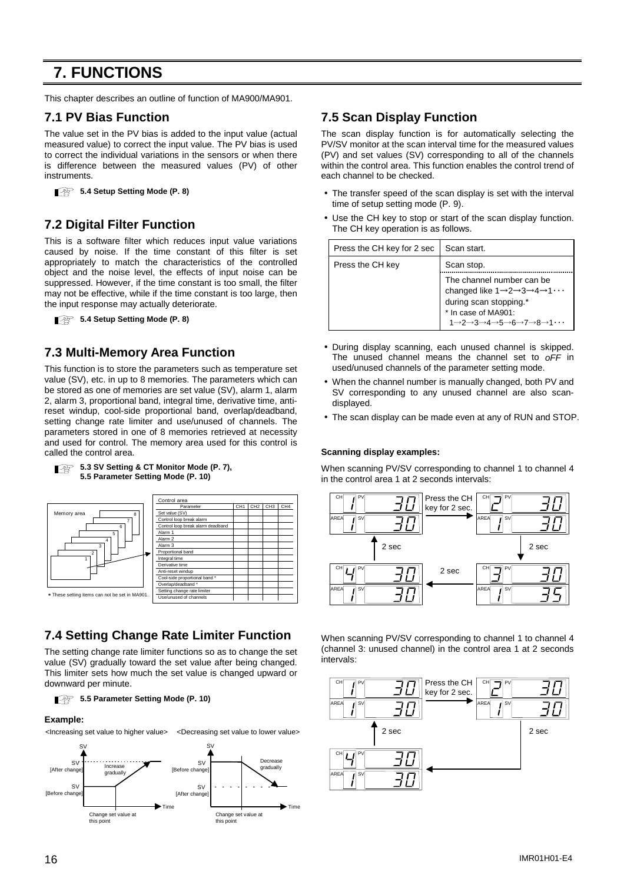# 7. FUNCTIONS

This chapter describes an outline of function of MA900/MA901.

## 7.1 PV Bias Function

The value set in the PV bias is added to the input value (actual measured value) to correct the input value. The PV bias is used to correct the individual variations in the sensors or when there is difference between the measured values (PV) of other instruments.

**5.4 Setup Setting Mode (P. 8)**

## 7.2 Digital Filter Function

This is a software filter which reduces input value variations caused by noise. If the time constant of this filter is set appropriately to match the characteristics of the controlled object and the noise level, the effects of input noise can be suppressed. However, if the time constant is too small, the filter may not be effective, while if the time constant is too large, then the input response may actually deteriorate.

**5.4 Setup Setting Mode (P. 8)**

## 7.3 Multi-Memory Area Function

This function is to store the parameters such as temperature set value (SV), etc. in up to 8 memories. The parameters which can be stored as one of memories are set value (SV), alarm 1, alarm 2, alarm 3, proportional band, integral time, derivative time, anti-reset windup, cool-side proportional band, overlap/deadband, setting change rate limiter and use/unused of channels. The parameters stored in one of 8 memories retrieved at necessity and used for control. The memory area used for this control is called the control area.

**5.3 SV Setting & CT Monitor Mode (P. 7), 5.5 Parameter Setting Mode (P. 10)**

Memory area: 1, 2, 3, 4, 5, 6, 7, 8

Control area

| Parameter | CH1 | CH2 | CH3 | CH4 |
|---|---|---|---|---|
| Set value (SV) | | | | |
| Control loop break alarm | | | | |
| Control loop break alarm deadband | | | | |
| Alarm 1 | | | | |
| Alarm 2 | | | | |
| Alarm 3 | | | | |
| Proportional band | | | | |
| Integral time | | | | |
| Derivative time | | | | |
| Anti-reset windup | | | | |
| Cool-side proportional band * | | | | |
| Overlap/deadband * | | | | |
| Setting change rate limiter | | | | |
| Use/unused of channels | | | | |

\* These setting items can not be set in MA901.

## 7.4 Setting Change Rate Limiter Function

The setting change rate limiter functions so as to change the set value (SV) gradually toward the set value after being changed. This limiter sets how much the set value is changed upward or downward per minute.

**5.5 Parameter Setting Mode (P. 10)**

**Example:**

<Increasing set value to higher value> <Decreasing set value to lower value>

SV [After change], SV [Before change], Increase gradually, Change set value at this point, Time

SV [Before change], SV [After change], Decrease gradually, Change set value at this point, Time

## 7.5 Scan Display Function

The scan display function is for automatically selecting the PV/SV monitor at the scan interval time for the measured values (PV) and set values (SV) corresponding to all of the channels within the control area. This function enables the control trend of each channel to be checked.

- The transfer speed of the scan display is set with the interval time of setup setting mode (P. 9).
- Use the CH key to stop or start of the scan display function. The CH key operation is as follows.

| | |
|---|---|
| Press the CH key for 2 sec | Scan start. |
| Press the CH key | Scan stop. |
| | The channel number can be changed like 1→2→3→4→1・・・ during scan stopping.* <br> * In case of MA901: 1→2→3→4→5→6→7→8→1・・・ |

- During display scanning, each unused channel is skipped. The unused channel means the channel set to *oFF* in used/unused channels of the parameter setting mode.
- When the channel number is manually changed, both PV and SV corresponding to any unused channel are also scan-displayed.
- The scan display can be made even at any of RUN and STOP.

**Scanning display examples:**

When scanning PV/SV corresponding to channel 1 to channel 4 in the control area 1 at 2 seconds intervals:

CH 1 PV 30 / AREA 1 SV 30 → (Press the CH key for 2 sec.) → CH 2 PV 30 / AREA 1 SV 30 → (2 sec) → CH 3 PV 30 / AREA 1 SV 35 → (2 sec) → CH 4 PV 30 / AREA 1 SV 30 → (2 sec) → CH 1

When scanning PV/SV corresponding to channel 1 to channel 4 (channel 3: unused channel) in the control area 1 at 2 seconds intervals:

CH 1 PV 30 / AREA 1 SV 30 → (Press the CH key for 2 sec.) → CH 2 PV 30 / AREA 1 SV 30 → (2 sec) → CH 4 PV 30 / AREA 1 SV 30 → (2 sec) → CH 1

IMR01H01-E4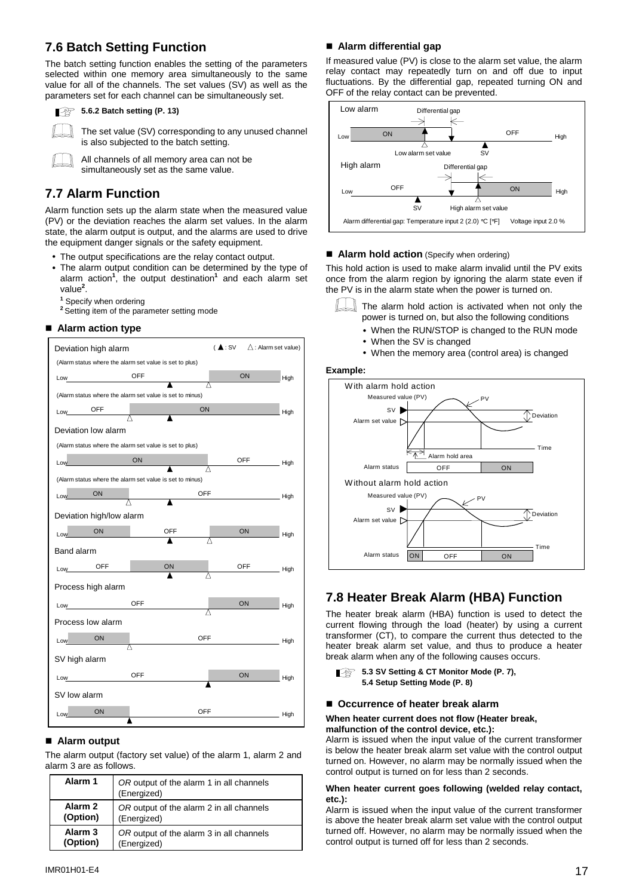## 7.6 Batch Setting Function

The batch setting function enables the setting of the parameters selected within one memory area simultaneously to the same value for all of the channels. The set values (SV) as well as the parameters set for each channel can be simultaneously set.

**5.6.2 Batch setting (P. 13)**

The set value (SV) corresponding to any unused channel is also subjected to the batch setting.

All channels of all memory area can not be simultaneously set as the same value.

## 7.7 Alarm Function

Alarm function sets up the alarm state when the measured value (PV) or the deviation reaches the alarm set values. In the alarm state, the alarm output is output, and the alarms are used to drive the equipment danger signals or the safety equipment.

- The output specifications are the relay contact output.
- The alarm output condition can be determined by the type of alarm action[1], the output destination[1] and each alarm set value[2].

[1] Specify when ordering
[2] Setting item of the parameter setting mode

### ■ Alarm action type

(▲: SV △: Alarm set value)

Deviation high alarm

(Alarm status where the alarm set value is set to plus)
Low OFF ▲ △ ON High

(Alarm status where the alarm set value is set to minus)
Low OFF △ ON ▲ High

Deviation low alarm

(Alarm status where the alarm set value is set to plus)
Low ON ▲ △ OFF High

(Alarm status where the alarm set value is set to minus)
Low ON △ OFF ▲ High

Deviation high/low alarm
Low ON OFF ▲ △ ON High

Band alarm
Low OFF ON ▲ △ OFF High

Process high alarm
Low OFF △ ON High

Process low alarm
Low ON △ OFF High

SV high alarm
Low OFF ▲ ON High

SV low alarm
Low ON ▲ OFF High

### ■ Alarm output

The alarm output (factory set value) of the alarm 1, alarm 2 and alarm 3 are as follows.

| | |
|---|---|
| **Alarm 1** | *OR* output of the alarm 1 in all channels (Energized) |
| **Alarm 2 (Option)** | *OR* output of the alarm 2 in all channels (Energized) |
| **Alarm 3 (Option)** | *OR* output of the alarm 3 in all channels (Energized) |

### ■ Alarm differential gap

If measured value (PV) is close to the alarm set value, the alarm relay contact may repeatedly turn on and off due to input fluctuations. By the differential gap, repeated turning ON and OFF of the relay contact can be prevented.

Low alarm: Low ON | Differential gap | OFF High (Low alarm set value, SV)

High alarm: Low OFF | Differential gap | ON High (SV, High alarm set value)

Alarm differential gap: Temperature input 2 (2.0) °C [°F] Voltage input 2.0 %

### ■ Alarm hold action (Specify when ordering)

This hold action is used to make alarm invalid until the PV exits once from the alarm region by ignoring the alarm state even if the PV is in the alarm state when the power is turned on.

The alarm hold action is activated when not only the power is turned on, but also the following conditions

- When the RUN/STOP is changed to the RUN mode
- When the SV is changed
- When the memory area (control area) is changed

**Example:**

With alarm hold action: Measured value (PV), SV, Alarm set value, Deviation, Alarm hold area, Time — Alarm status: OFF, ON

Without alarm hold action: Measured value (PV), SV, Alarm set value, Deviation, Time — Alarm status: ON, OFF, ON

## 7.8 Heater Break Alarm (HBA) Function

The heater break alarm (HBA) function is used to detect the current flowing through the load (heater) by using a current transformer (CT), to compare the current thus detected to the heater break alarm set value, and thus to produce a heater break alarm when any of the following causes occurs.

**5.3 SV Setting & CT Monitor Mode (P. 7),**
**5.4 Setup Setting Mode (P. 8)**

### ■ Occurrence of heater break alarm

**When heater current does not flow (Heater break, malfunction of the control device, etc.):**

Alarm is issued when the input value of the current transformer is below the heater break alarm set value with the control output turned on. However, no alarm may be normally issued when the control output is turned on for less than 2 seconds.

**When heater current goes following (welded relay contact, etc.):**

Alarm is issued when the input value of the current transformer is above the heater break alarm set value with the control output turned off. However, no alarm may be normally issued when the control output is turned off for less than 2 seconds.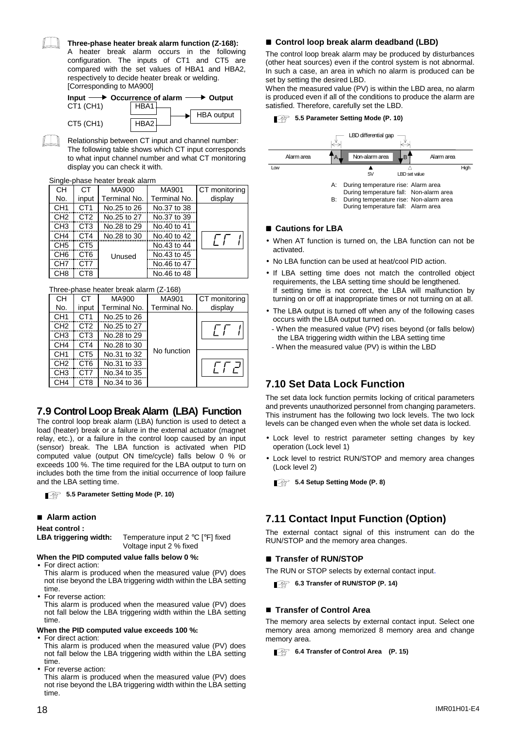**Three-phase heater break alarm function (Z-168):**
A heater break alarm occurs in the following configuration. The inputs of CT1 and CT5 are compared with the set values of HBA1 and HBA2, respectively to decide heater break or welding. [Corresponding to MA900]

Input ⟶ Occurrence of alarm ⟶ Output
CT1 (CH1) → HBA1
CT5 (CH1) → HBA2
→ HBA output

Relationship between CT input and channel number: The following table shows which CT input corresponds to what input channel number and what CT monitoring display you can check it with.

Single-phase heater break alarm

| CH No. | CT input | MA900 Terminal No. | MA901 Terminal No. | CT monitoring display |
|---|---|---|---|---|
| CH1 | CT1 | No.25 to 26 | No.37 to 38 | CT 1 |
| CH2 | CT2 | No.25 to 27 | No.37 to 39 | |
| CH3 | CT3 | No.28 to 29 | No.40 to 41 | |
| CH4 | CT4 | No.28 to 30 | No.40 to 42 | |
| CH5 | CT5 | Unused | No.43 to 44 | |
| CH6 | CT6 | | No.43 to 45 | |
| CH7 | CT7 | | No.46 to 47 | |
| CH8 | CT8 | | No.46 to 48 | |

Three-phase heater break alarm (Z-168)

| CH No. | CT input | MA900 Terminal No. | MA901 Terminal No. | CT monitoring display |
|---|---|---|---|---|
| CH1 | CT1 | No.25 to 26 | No function | CT 1 |
| CH2 | CT2 | No.25 to 27 | | |
| CH3 | CT3 | No.28 to 29 | | |
| CH4 | CT4 | No.28 to 30 | | |
| CH1 | CT5 | No.31 to 32 | | CT 2 |
| CH2 | CT6 | No.31 to 33 | | |
| CH3 | CT7 | No.34 to 35 | | |
| CH4 | CT8 | No.34 to 36 | | |

## 7.9 Control Loop Break Alarm (LBA) Function

The control loop break alarm (LBA) function is used to detect a load (heater) break or a failure in the external actuator (magnet relay, etc.), or a failure in the control loop caused by an input (sensor) break. The LBA function is activated when PID computed value (output ON time/cycle) falls below 0 % or exceeds 100 %. The time required for the LBA output to turn on includes both the time from the initial occurrence of loop failure and the LBA setting time.

**5.5 Parameter Setting Mode (P. 10)**

### ■ Alarm action

**Heat control :**
**LBA triggering width:** Temperature input 2 °C [°F] fixed
Voltage input 2 % fixed

**When the PID computed value falls below 0 %:**

- For direct action:
  This alarm is produced when the measured value (PV) does not rise beyond the LBA triggering width within the LBA setting time.
- For reverse action:
  This alarm is produced when the measured value (PV) does not fall below the LBA triggering width within the LBA setting time.

**When the PID computed value exceeds 100 %:**

- For direct action:
  This alarm is produced when the measured value (PV) does not fall below the LBA triggering width within the LBA setting time.
- For reverse action:
  This alarm is produced when the measured value (PV) does not rise beyond the LBA triggering width within the LBA setting time.

### ■ Control loop break alarm deadband (LBD)

The control loop break alarm may be produced by disturbances (other heat sources) even if the control system is not abnormal. In such a case, an area in which no alarm is produced can be set by setting the desired LBD.
When the measured value (PV) is within the LBD area, no alarm is produced even if all of the conditions to produce the alarm are satisfied. Therefore, carefully set the LBD.

**5.5 Parameter Setting Mode (P. 10)**

LBD differential gap
Alarm area | A | Non-alarm area | B | Alarm area
Low — SV — LBD set value — High

A: During temperature rise: Alarm area
During temperature fall: Non-alarm area
B: During temperature rise: Non-alarm area
During temperature fall: Alarm area

### ■ Cautions for LBA

- When AT function is turned on, the LBA function can not be activated.
- No LBA function can be used at heat/cool PID action.
- If LBA setting time does not match the controlled object requirements, the LBA setting time should be lengthened. If setting time is not correct, the LBA will malfunction by turning on or off at inappropriate times or not turning on at all.
- The LBA output is turned off when any of the following cases occurs with the LBA output turned on.
  - When the measured value (PV) rises beyond (or falls below) the LBA triggering width within the LBA setting time
  - When the measured value (PV) is within the LBD

## 7.10 Set Data Lock Function

The set data lock function permits locking of critical parameters and prevents unauthorized personnel from changing parameters. This instrument has the following two lock levels. The two lock levels can be changed even when the whole set data is locked.

- Lock level to restrict parameter setting changes by key operation (Lock level 1)
- Lock level to restrict RUN/STOP and memory area changes (Lock level 2)

**5.4 Setup Setting Mode (P. 8)**

## 7.11 Contact Input Function (Option)

The external contact signal of this instrument can do the RUN/STOP and the memory area changes.

### ■ Transfer of RUN/STOP

The RUN or STOP selects by external contact input.

**6.3 Transfer of RUN/STOP (P. 14)**

### ■ Transfer of Control Area

The memory area selects by external contact input. Select one memory area among memorized 8 memory area and change memory area.

**6.4 Transfer of Control Area (P. 15)**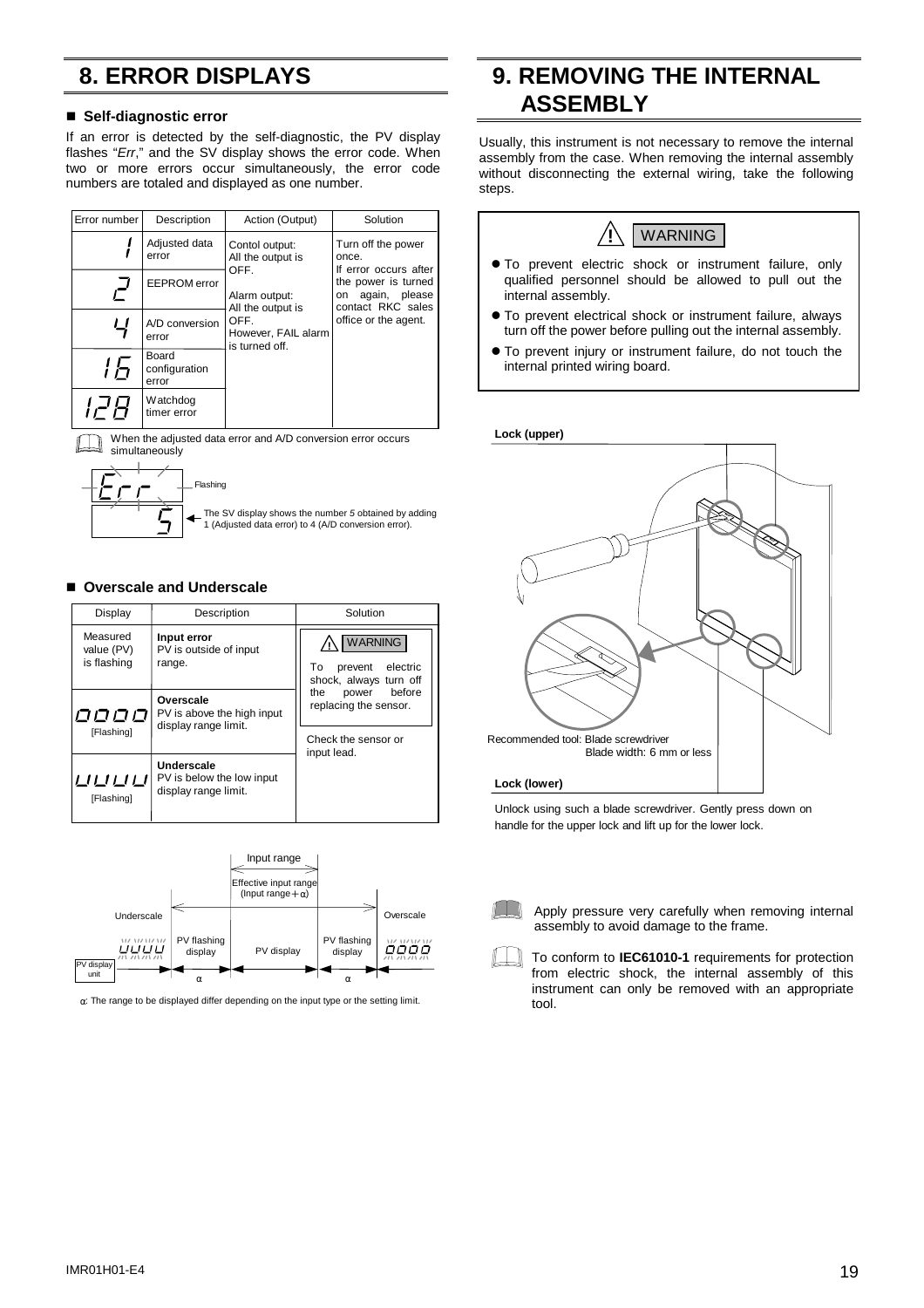# 8. ERROR DISPLAYS

## ■ Self-diagnostic error

If an error is detected by the self-diagnostic, the PV display flashes "*Err*," and the SV display shows the error code. When two or more errors occur simultaneously, the error code numbers are totaled and displayed as one number.

| Error number | Description | Action (Output) | Solution |
|---|---|---|---|
| 1 | Adjusted data error | Contol output: All the output is OFF. Alarm output: All the output is OFF. However, FAIL alarm is turned off. | Turn off the power once. If error occurs after the power is turned on again, please contact RKC sales office or the agent. |
| 2 | EEPROM error | | |
| 4 | A/D conversion error | | |
| 16 | Board configuration error | | |
| 128 | Watchdog timer error | | |

When the adjusted data error and A/D conversion error occurs simultaneously

Err — Flashing

5 — The SV display shows the number 5 obtained by adding 1 (Adjusted data error) to 4 (A/D conversion error).

## ■ Overscale and Underscale

| Display | Description | Solution |
|---|---|---|
| Measured value (PV) is flashing | **Input error** PV is outside of input range. | ⚠ WARNING To prevent electric shock, always turn off the power before replacing the sensor. Check the sensor or input lead. |
| oooo [Flashing] | **Overscale** PV is above the high input display range limit. | |
| uuuu [Flashing] | **Underscale** PV is below the low input display range limit. | |

Input range / Effective input range (Input range + α) / Underscale / Overscale / PV flashing display / PV display / PV flashing display / PV display unit / α / α

α: The range to be displayed differ depending on the input type or the setting limit.

# 9. REMOVING THE INTERNAL ASSEMBLY

Usually, this instrument is not necessary to remove the internal assembly from the case. When removing the internal assembly without disconnecting the external wiring, take the following steps.

⚠ WARNING

- To prevent electric shock or instrument failure, only qualified personnel should be allowed to pull out the internal assembly.
- To prevent electrical shock or instrument failure, always turn off the power before pulling out the internal assembly.
- To prevent injury or instrument failure, do not touch the internal printed wiring board.

**Lock (upper)**

Recommended tool: Blade screwdriver
Blade width: 6 mm or less

**Lock (lower)**

Unlock using such a blade screwdriver. Gently press down on handle for the upper lock and lift up for the lower lock.

Apply pressure very carefully when removing internal assembly to avoid damage to the frame.

To conform to **IEC61010-1** requirements for protection from electric shock, the internal assembly of this instrument can only be removed with an appropriate tool.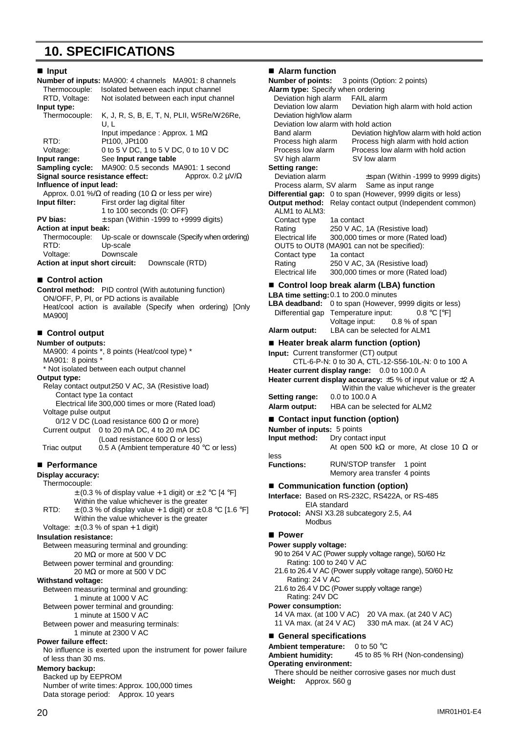# 10. SPECIFICATIONS

## ■ Input

**Number of inputs:** MA900: 4 channels MA901: 8 channels

Thermocouple: Isolated between each input channel

RTD, Voltage: Not isolated between each input channel

**Input type:**

Thermocouple: K, J, R, S, B, E, T, N, PLII, W5Re/W26Re, U, L

Input impedance : Approx. 1 MΩ

RTD: Pt100, JPt100

Voltage: 0 to 5 V DC, 1 to 5 V DC, 0 to 10 V DC

**Input range:** See **Input range table**

**Sampling cycle:** MA900: 0.5 seconds MA901: 1 second

**Signal source resistance effect:** Approx. 0.2 μV/Ω

**Influence of input lead:**

Approx. 0.01 %/Ω of reading (10 Ω or less per wire)

**Input filter:** First order lag digital filter

1 to 100 seconds (0: OFF)

**PV bias:** ± span (Within -1999 to +9999 digits)

**Action at input beak:**

Thermocouple: Up-scale or downscale (Specify when ordering)

RTD: Up-scale

Voltage: Downscale

**Action at input short circuit:** Downscale (RTD)

## ■ Control action

**Control method:** PID control (With autotuning function)

ON/OFF, P, PI, or PD actions is available

Heat/cool action is available (Specify when ordering) [Only MA900]

## ■ Control output

**Number of outputs:**

MA900: 4 points *, 8 points (Heat/cool type) *

MA901: 8 points *

\* Not isolated between each output channel

**Output type:**

Relay contact output 250 V AC, 3A (Resistive load)

Contact type 1a contact

Electrical life 300,000 times or more (Rated load)

Voltage pulse output

0/12 V DC (Load resistance 600 Ω or more)

Current output 0 to 20 mA DC, 4 to 20 mA DC

(Load resistance 600 Ω or less)

Triac output 0.5 A (Ambient temperature 40 °C or less)

## ■ Performance

**Display accuracy:**

Thermocouple:

± (0.3 % of display value + 1 digit) or ± 2 °C [4 °F]

Within the value whichever is the greater

RTD: ± (0.3 % of display value + 1 digit) or ± 0.8 °C [1.6 °F]

Within the value whichever is the greater

Voltage: ± (0.3 % of span + 1 digit)

**Insulation resistance:**

Between measuring terminal and grounding:

20 MΩ or more at 500 V DC

Between power terminal and grounding:

20 MΩ or more at 500 V DC

**Withstand voltage:**

Between measuring terminal and grounding:

1 minute at 1000 V AC

Between power terminal and grounding:

1 minute at 1500 V AC

Between power and measuring terminals:

1 minute at 2300 V AC

**Power failure effect:**

No influence is exerted upon the instrument for power failure of less than 30 ms.

**Memory backup:**

Backed up by EEPROM

Number of write times: Approx. 100,000 times

Data storage period: Approx. 10 years

## ■ Alarm function

**Number of points:** 3 points (Option: 2 points)

**Alarm type:** Specify when ordering

Deviation high alarm FAIL alarm

Deviation low alarm Deviation high alarm with hold action

Deviation high/low alarm

Deviation low alarm with hold action

Band alarm Deviation high/low alarm with hold action

Process high alarm Process high alarm with hold action

Process low alarm Process low alarm with hold action

SV high alarm SV low alarm

**Setting range:**

Deviation alarm ±span (Within -1999 to 9999 digits)

Process alarm, SV alarm Same as input range

**Differential gap:** 0 to span (However, 9999 digits or less)

**Output method:** Relay contact output (Independent common)

ALM1 to ALM3:

Contact type 1a contact

Rating 250 V AC, 1A (Resistive load)

Electrical life 300,000 times or more (Rated load)

OUT5 to OUT8 (MA901 can not be specified):

Contact type 1a contact

Rating 250 V AC, 3A (Resistive load)

Electrical life 300,000 times or more (Rated load)

## ■ Control loop break alarm (LBA) function

**LBA time setting:** 0.1 to 200.0 minutes

**LBA deadband:** 0 to span (However, 9999 digits or less)

Differential gap Temperature input: 0.8 °C [°F]

Voltage input: 0.8 % of span

**Alarm output:** LBA can be selected for ALM1

## ■ Heater break alarm function (option)

**Input:** Current transformer (CT) output

CTL-6-P-N: 0 to 30 A, CTL-12-S56-10L-N: 0 to 100 A

**Heater current display range:** 0.0 to 100.0 A

**Heater current display accuracy:** ±5 % of input value or ±2 A

Within the value whichever is the greater

**Setting range:** 0.0 to 100.0 A

**Alarm output:** HBA can be selected for ALM2

## ■ Contact input function (option)

**Number of inputs:** 5 points

**Input method:** Dry contact input

At open 500 kΩ or more, At close 10 Ω or less

**Functions:** RUN/STOP transfer 1 point

Memory area transfer 4 points

## ■ Communication function (option)

**Interface:** Based on RS-232C, RS422A, or RS-485 EIA standard

**Protocol:** ANSI X3.28 subcategory 2.5, A4

Modbus

## ■ Power

**Power supply voltage:**

90 to 264 V AC (Power supply voltage range), 50/60 Hz

Rating: 100 to 240 V AC

21.6 to 26.4 V AC (Power supply voltage range), 50/60 Hz

Rating: 24 V AC

21.6 to 26.4 V DC (Power supply voltage range)

Rating: 24V DC

**Power consumption:**

14 VA max. (at 100 V AC) 20 VA max. (at 240 V AC)

11 VA max. (at 24 V AC) 330 mA max. (at 24 V AC)

## ■ General specifications

**Ambient temperature:** 0 to 50 °C

**Ambient humidity:** 45 to 85 % RH (Non-condensing)

**Operating environment:**

There should be neither corrosive gases nor much dust

**Weight:** Approx. 560 g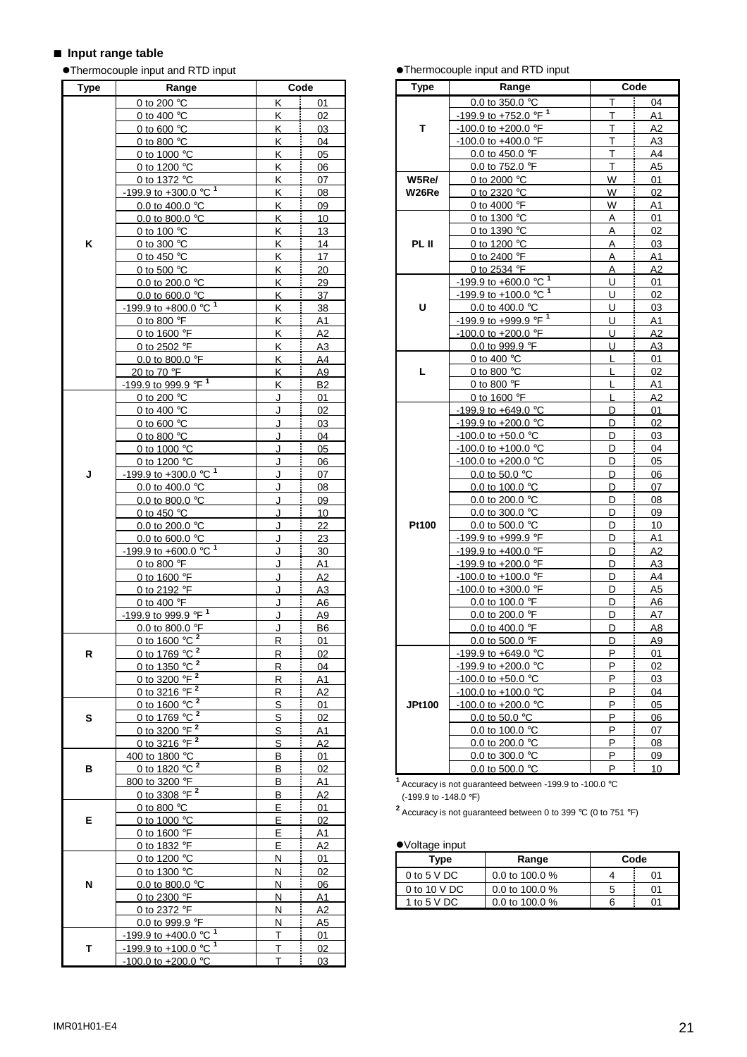## ■ Input range table

●Thermocouple input and RTD input

| Type | Range | Code | |
|---|---|---|---|
| K | 0 to 200 °C | K | 01 |
| | 0 to 400 °C | K | 02 |
| | 0 to 600 °C | K | 03 |
| | 0 to 800 °C | K | 04 |
| | 0 to 1000 °C | K | 05 |
| | 0 to 1200 °C | K | 06 |
| | 0 to 1372 °C | K | 07 |
| | -199.9 to +300.0 °C [1] | K | 08 |
| | 0.0 to 400.0 °C | K | 09 |
| | 0.0 to 800.0 °C | K | 10 |
| | 0 to 100 °C | K | 13 |
| | 0 to 300 °C | K | 14 |
| | 0 to 450 °C | K | 17 |
| | 0 to 500 °C | K | 20 |
| | 0.0 to 200.0 °C | K | 29 |
| | 0.0 to 600.0 °C | K | 37 |
| | -199.9 to +800.0 °C [1] | K | 38 |
| | 0 to 800 °F | K | A1 |
| | 0 to 1600 °F | K | A2 |
| | 0 to 2502 °F | K | A3 |
| | 0.0 to 800.0 °F | K | A4 |
| | 20 to 70 °F | K | A9 |
| | -199.9 to 999.9 °F [1] | K | B2 |
| J | 0 to 200 °C | J | 01 |
| | 0 to 400 °C | J | 02 |
| | 0 to 600 °C | J | 03 |
| | 0 to 800 °C | J | 04 |
| | 0 to 1000 °C | J | 05 |
| | 0 to 1200 °C | J | 06 |
| | -199.9 to +300.0 °C [1] | J | 07 |
| | 0.0 to 400.0 °C | J | 08 |
| | 0.0 to 800.0 °C | J | 09 |
| | 0 to 450 °C | J | 10 |
| | 0.0 to 200.0 °C | J | 22 |
| | 0.0 to 600.0 °C | J | 23 |
| | -199.9 to +600.0 °C [1] | J | 30 |
| | 0 to 800 °F | J | A1 |
| | 0 to 1600 °F | J | A2 |
| | 0 to 2192 °F | J | A3 |
| | 0 to 400 °F | J | A6 |
| | -199.9 to 999.9 °F [1] | J | A9 |
| | 0.0 to 800.0 °F | J | B6 |
| R | 0 to 1600 °C [2] | R | 01 |
| | 0 to 1769 °C [2] | R | 02 |
| | 0 to 1350 °C [2] | R | 04 |
| | 0 to 3200 °F [2] | R | A1 |
| | 0 to 3216 °F [2] | R | A2 |
| S | 0 to 1600 °C [2] | S | 01 |
| | 0 to 1769 °C [2] | S | 02 |
| | 0 to 3200 °F [2] | S | A1 |
| | 0 to 3216 °F [2] | S | A2 |
| B | 400 to 1800 °C | B | 01 |
| | 0 to 1820 °C [2] | B | 02 |
| | 800 to 3200 °F | B | A1 |
| | 0 to 3308 °F [2] | B | A2 |
| E | 0 to 800 °C | E | 01 |
| | 0 to 1000 °C | E | 02 |
| | 0 to 1600 °F | E | A1 |
| | 0 to 1832 °F | E | A2 |
| N | 0 to 1200 °C | N | 01 |
| | 0 to 1300 °C | N | 02 |
| | 0.0 to 800.0 °C | N | 06 |
| | 0 to 2300 °F | N | A1 |
| | 0 to 2372 °F | N | A2 |
| | 0.0 to 999.9 °F | N | A5 |
| T | -199.9 to +400.0 °C [1] | T | 01 |
| | -199.9 to +100.0 °C [1] | T | 02 |
| | -100.0 to +200.0 °C | T | 03 |
| | 0.0 to 350.0 °C | T | 04 |
| | -199.9 to +752.0 °F [1] | T | A1 |
| | -100.0 to +200.0 °F | T | A2 |
| | -100.0 to +400.0 °F | T | A3 |
| | 0.0 to 450.0 °F | T | A4 |
| | 0.0 to 752.0 °F | T | A5 |
| W5Re/W26Re | 0 to 2000 °C | W | 01 |
| | 0 to 2320 °C | W | 02 |
| | 0 to 4000 °F | W | A1 |
| PL II | 0 to 1300 °C | A | 01 |
| | 0 to 1390 °C | A | 02 |
| | 0 to 1200 °C | A | 03 |
| | 0 to 2400 °F | A | A1 |
| | 0 to 2534 °F | A | A2 |
| U | -199.9 to +600.0 °C [1] | U | 01 |
| | -199.9 to +100.0 °C [1] | U | 02 |
| | 0.0 to 400.0 °C | U | 03 |
| | -199.9 to +999.9 °F [1] | U | A1 |
| | -100.0 to +200.0 °F | U | A2 |
| | 0.0 to 999.9 °F | U | A3 |
| L | 0 to 400 °C | L | 01 |
| | 0 to 800 °C | L | 02 |
| | 0 to 800 °F | L | A1 |
| | 0 to 1600 °F | L | A2 |
| Pt100 | -199.9 to +649.0 °C | D | 01 |
| | -199.9 to +200.0 °C | D | 02 |
| | -100.0 to +50.0 °C | D | 03 |
| | -100.0 to +100.0 °C | D | 04 |
| | -100.0 to +200.0 °C | D | 05 |
| | 0.0 to 50.0 °C | D | 06 |
| | 0.0 to 100.0 °C | D | 07 |
| | 0.0 to 200.0 °C | D | 08 |
| | 0.0 to 300.0 °C | D | 09 |
| | 0.0 to 500.0 °C | D | 10 |
| | -199.9 to +999.9 °F | D | A1 |
| | -199.9 to +400.0 °F | D | A2 |
| | -199.9 to +200.0 °F | D | A3 |
| | -100.0 to +100.0 °F | D | A4 |
| | -100.0 to +300.0 °F | D | A5 |
| | 0.0 to 100.0 °F | D | A6 |
| | 0.0 to 200.0 °F | D | A7 |
| | 0.0 to 400.0 °F | D | A8 |
| | 0.0 to 500.0 °F | D | A9 |
| JPt100 | -199.9 to +649.0 °C | P | 01 |
| | -199.9 to +200.0 °C | P | 02 |
| | -100.0 to +50.0 °C | P | 03 |
| | -100.0 to +100.0 °C | P | 04 |
| | -100.0 to +200.0 °C | P | 05 |
| | 0.0 to 50.0 °C | P | 06 |
| | 0.0 to 100.0 °C | P | 07 |
| | 0.0 to 200.0 °C | P | 08 |
| | 0.0 to 300.0 °C | P | 09 |
| | 0.0 to 500.0 °C | P | 10 |

[1] Accuracy is not guaranteed between -199.9 to -100.0 °C (-199.9 to -148.0 °F)

[2] Accuracy is not guaranteed between 0 to 399 °C (0 to 751 °F)

●Voltage input

| Type | Range | Code | |
|---|---|---|---|
| 0 to 5 V DC | 0.0 to 100.0 % | 4 | 01 |
| 0 to 10 V DC | 0.0 to 100.0 % | 5 | 01 |
| 1 to 5 V DC | 0.0 to 100.0 % | 6 | 01 |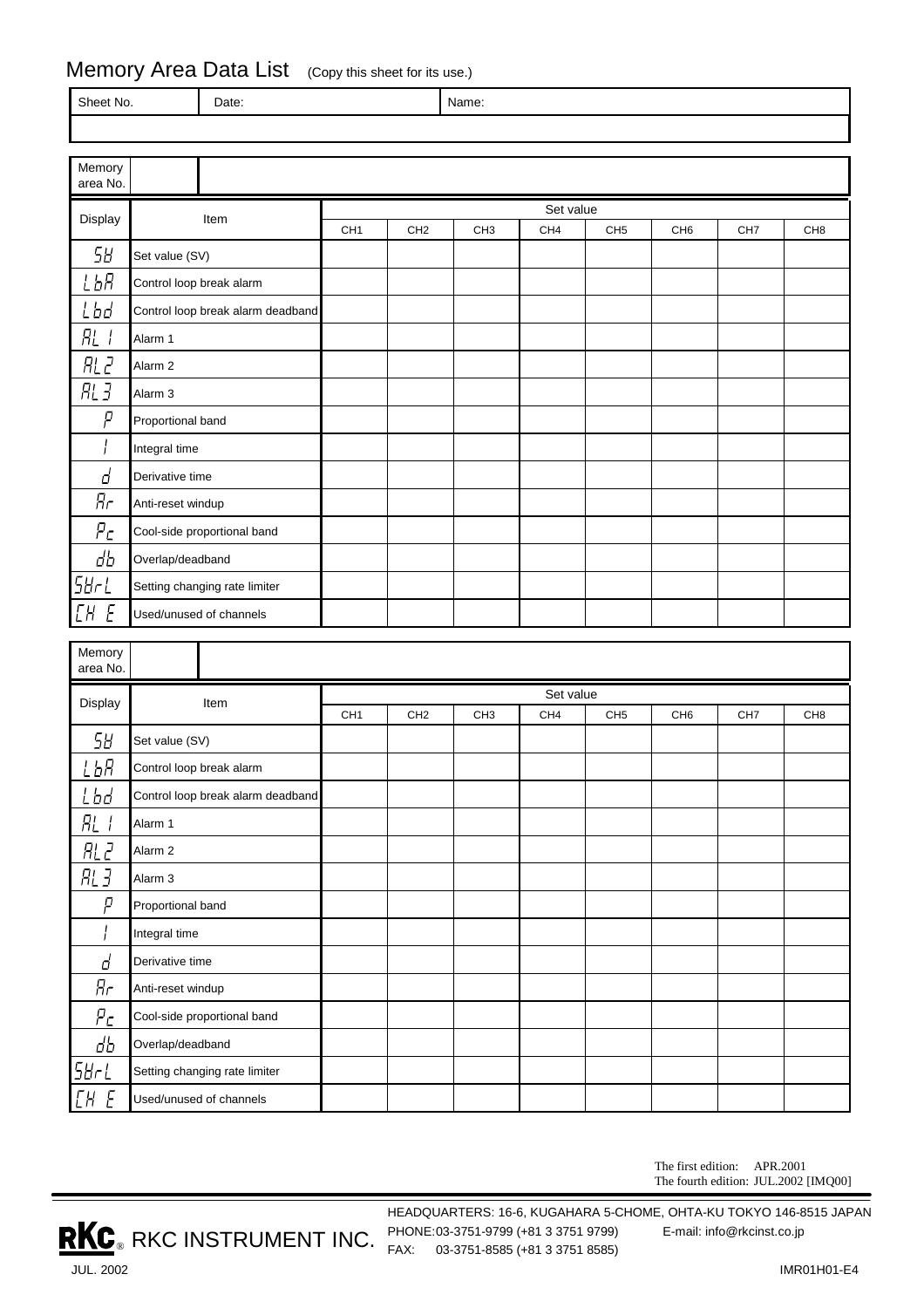# Memory Area Data List (Copy this sheet for its use.)

| Sheet No. | Date: | Name: |
|---|---|---|
| | | |

| Memory area No. | | | | | | | | | |
|---|---|---|---|---|---|---|---|---|---|
| **Display** | **Item** | **Set value** | | | | | | | |
| | | CH1 | CH2 | CH3 | CH4 | CH5 | CH6 | CH7 | CH8 |
| SV | Set value (SV) | | | | | | | | |
| LbA | Control loop break alarm | | | | | | | | |
| Lbd | Control loop break alarm deadband | | | | | | | | |
| AL1 | Alarm 1 | | | | | | | | |
| AL2 | Alarm 2 | | | | | | | | |
| AL3 | Alarm 3 | | | | | | | | |
| P | Proportional band | | | | | | | | |
| I | Integral time | | | | | | | | |
| d | Derivative time | | | | | | | | |
| Ar | Anti-reset windup | | | | | | | | |
| Pc | Cool-side proportional band | | | | | | | | |
| db | Overlap/deadband | | | | | | | | |
| SVrL | Setting changing rate limiter | | | | | | | | |
| CH E | Used/unused of channels | | | | | | | | |

| Memory area No. | | | | | | | | | |
|---|---|---|---|---|---|---|---|---|---|
| **Display** | **Item** | **Set value** | | | | | | | |
| | | CH1 | CH2 | CH3 | CH4 | CH5 | CH6 | CH7 | CH8 |
| SV | Set value (SV) | | | | | | | | |
| LbA | Control loop break alarm | | | | | | | | |
| Lbd | Control loop break alarm deadband | | | | | | | | |
| AL1 | Alarm 1 | | | | | | | | |
| AL2 | Alarm 2 | | | | | | | | |
| AL3 | Alarm 3 | | | | | | | | |
| P | Proportional band | | | | | | | | |
| I | Integral time | | | | | | | | |
| d | Derivative time | | | | | | | | |
| Ar | Anti-reset windup | | | | | | | | |
| Pc | Cool-side proportional band | | | | | | | | |
| db | Overlap/deadband | | | | | | | | |
| SVrL | Setting changing rate limiter | | | | | | | | |
| CH E | Used/unused of channels | | | | | | | | |

The first edition: APR.2001
The fourth edition: JUL.2002 [IMQ00]

**RKC**® RKC INSTRUMENT INC.

HEADQUARTERS: 16-6, KUGAHARA 5-CHOME, OHTA-KU TOKYO 146-8515 JAPAN
PHONE:03-3751-9799 (+81 3 3751 9799) E-mail: info@rkcinst.co.jp
FAX: 03-3751-8585 (+81 3 3751 8585)

JUL. 2002

IMR01H01-E4